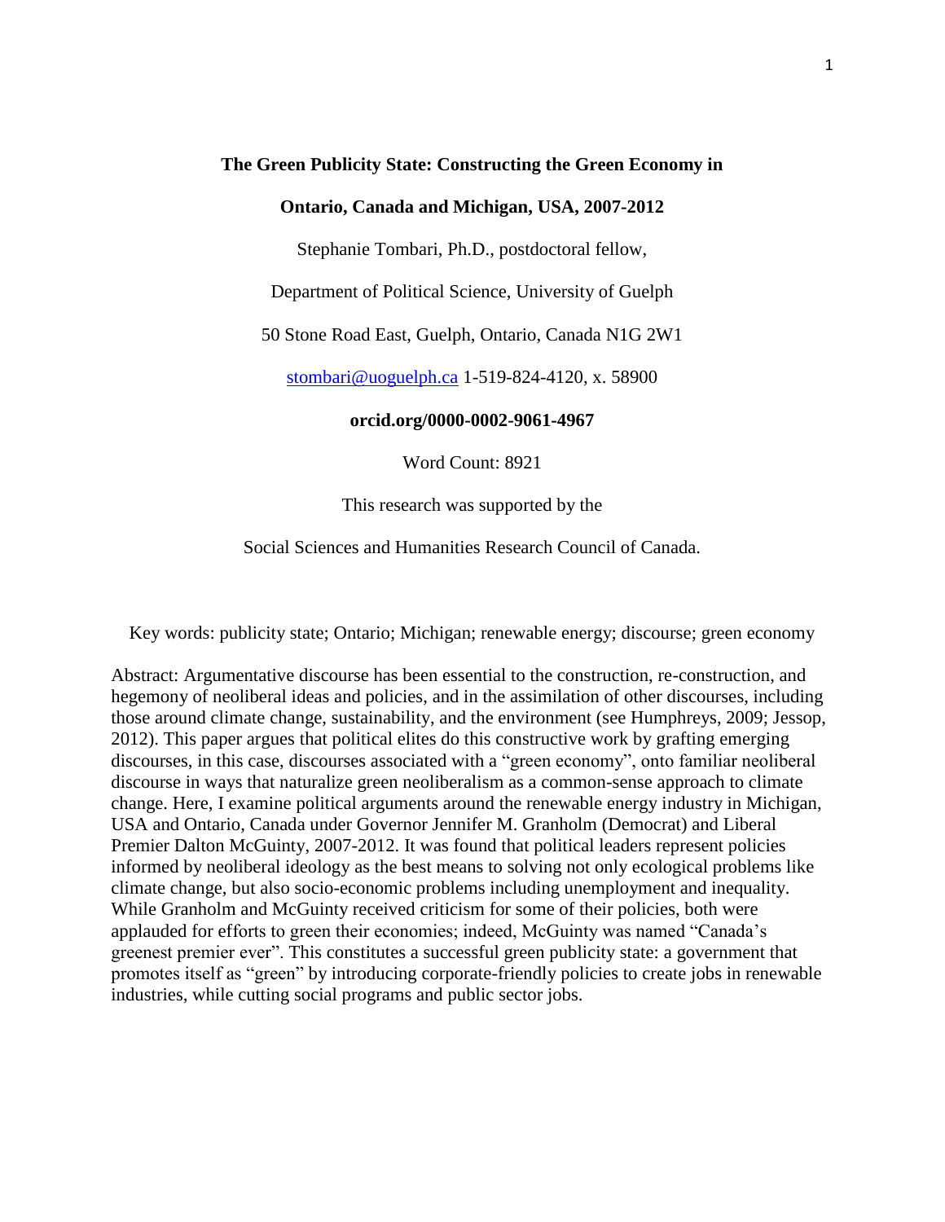# The Green Publicity State: Constructing the Green Economy in Ontario, Canada and Michigan, USA, 2007-2012

Stephanie Tombari, Ph.D., postdoctoral fellow,

Department of Political Science, University of Guelph

50 Stone Road East, Guelph, Ontario, Canada N1G 2W1

stombari@uoguelph.ca 1-519-824-4120, x. 58900

**orcid.org/0000-0002-9061-4967**

Word Count: 8921

This research was supported by the

Social Sciences and Humanities Research Council of Canada.

Key words: publicity state; Ontario; Michigan; renewable energy; discourse; green economy

Abstract: Argumentative discourse has been essential to the construction, re-construction, and hegemony of neoliberal ideas and policies, and in the assimilation of other discourses, including those around climate change, sustainability, and the environment (see Humphreys, 2009; Jessop, 2012). This paper argues that political elites do this constructive work by grafting emerging discourses, in this case, discourses associated with a "green economy", onto familiar neoliberal discourse in ways that naturalize green neoliberalism as a common-sense approach to climate change. Here, I examine political arguments around the renewable energy industry in Michigan, USA and Ontario, Canada under Governor Jennifer M. Granholm (Democrat) and Liberal Premier Dalton McGuinty, 2007-2012. It was found that political leaders represent policies informed by neoliberal ideology as the best means to solving not only ecological problems like climate change, but also socio-economic problems including unemployment and inequality. While Granholm and McGuinty received criticism for some of their policies, both were applauded for efforts to green their economies; indeed, McGuinty was named "Canada's greenest premier ever". This constitutes a successful green publicity state: a government that promotes itself as "green" by introducing corporate-friendly policies to create jobs in renewable industries, while cutting social programs and public sector jobs.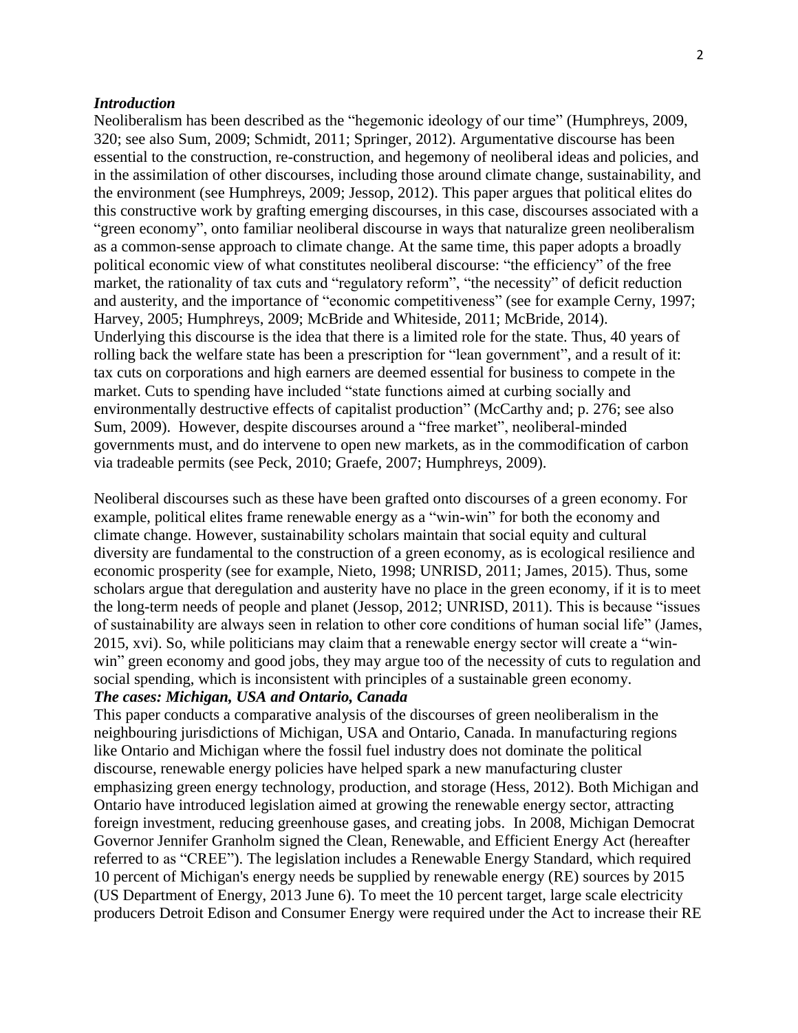### *Introduction*

Neoliberalism has been described as the "hegemonic ideology of our time" (Humphreys, 2009, 320; see also Sum, 2009; Schmidt, 2011; Springer, 2012). Argumentative discourse has been essential to the construction, re-construction, and hegemony of neoliberal ideas and policies, and in the assimilation of other discourses, including those around climate change, sustainability, and the environment (see Humphreys, 2009; Jessop, 2012). This paper argues that political elites do this constructive work by grafting emerging discourses, in this case, discourses associated with a "green economy", onto familiar neoliberal discourse in ways that naturalize green neoliberalism as a common-sense approach to climate change. At the same time, this paper adopts a broadly political economic view of what constitutes neoliberal discourse: "the efficiency" of the free market, the rationality of tax cuts and "regulatory reform", "the necessity" of deficit reduction and austerity, and the importance of "economic competitiveness" (see for example Cerny, 1997; Harvey, 2005; Humphreys, 2009; McBride and Whiteside, 2011; McBride, 2014). Underlying this discourse is the idea that there is a limited role for the state. Thus, 40 years of rolling back the welfare state has been a prescription for "lean government", and a result of it: tax cuts on corporations and high earners are deemed essential for business to compete in the market. Cuts to spending have included "state functions aimed at curbing socially and environmentally destructive effects of capitalist production" (McCarthy and; p. 276; see also Sum, 2009). However, despite discourses around a "free market", neoliberal-minded governments must, and do intervene to open new markets, as in the commodification of carbon via tradeable permits (see Peck, 2010; Graefe, 2007; Humphreys, 2009).

Neoliberal discourses such as these have been grafted onto discourses of a green economy. For example, political elites frame renewable energy as a "win-win" for both the economy and climate change. However, sustainability scholars maintain that social equity and cultural diversity are fundamental to the construction of a green economy, as is ecological resilience and economic prosperity (see for example, Nieto, 1998; UNRISD, 2011; James, 2015). Thus, some scholars argue that deregulation and austerity have no place in the green economy, if it is to meet the long-term needs of people and planet (Jessop, 2012; UNRISD, 2011). This is because "issues of sustainability are always seen in relation to other core conditions of human social life" (James, 2015, xvi). So, while politicians may claim that a renewable energy sector will create a "win-win" green economy and good jobs, they may argue too of the necessity of cuts to regulation and social spending, which is inconsistent with principles of a sustainable green economy.

### *The cases: Michigan, USA and Ontario, Canada*

This paper conducts a comparative analysis of the discourses of green neoliberalism in the neighbouring jurisdictions of Michigan, USA and Ontario, Canada. In manufacturing regions like Ontario and Michigan where the fossil fuel industry does not dominate the political discourse, renewable energy policies have helped spark a new manufacturing cluster emphasizing green energy technology, production, and storage (Hess, 2012). Both Michigan and Ontario have introduced legislation aimed at growing the renewable energy sector, attracting foreign investment, reducing greenhouse gases, and creating jobs. In 2008, Michigan Democrat Governor Jennifer Granholm signed the Clean, Renewable, and Efficient Energy Act (hereafter referred to as "CREE"). The legislation includes a Renewable Energy Standard, which required 10 percent of Michigan's energy needs be supplied by renewable energy (RE) sources by 2015 (US Department of Energy, 2013 June 6). To meet the 10 percent target, large scale electricity producers Detroit Edison and Consumer Energy were required under the Act to increase their RE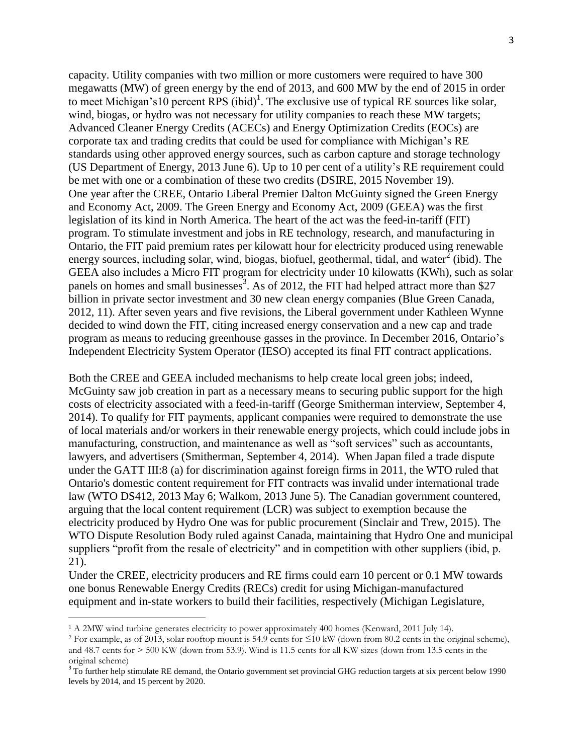capacity. Utility companies with two million or more customers were required to have 300 megawatts (MW) of green energy by the end of 2013, and 600 MW by the end of 2015 in order to meet Michigan's10 percent RPS (ibid)[1]. The exclusive use of typical RE sources like solar, wind, biogas, or hydro was not necessary for utility companies to reach these MW targets; Advanced Cleaner Energy Credits (ACECs) and Energy Optimization Credits (EOCs) are corporate tax and trading credits that could be used for compliance with Michigan's RE standards using other approved energy sources, such as carbon capture and storage technology (US Department of Energy, 2013 June 6). Up to 10 per cent of a utility's RE requirement could be met with one or a combination of these two credits (DSIRE, 2015 November 19).

One year after the CREE, Ontario Liberal Premier Dalton McGuinty signed the Green Energy and Economy Act, 2009. The Green Energy and Economy Act, 2009 (GEEA) was the first legislation of its kind in North America. The heart of the act was the feed-in-tariff (FIT) program. To stimulate investment and jobs in RE technology, research, and manufacturing in Ontario, the FIT paid premium rates per kilowatt hour for electricity produced using renewable energy sources, including solar, wind, biogas, biofuel, geothermal, tidal, and water[2] (ibid). The GEEA also includes a Micro FIT program for electricity under 10 kilowatts (KWh), such as solar panels on homes and small businesses[3]. As of 2012, the FIT had helped attract more than $27 billion in private sector investment and 30 new clean energy companies (Blue Green Canada, 2012, 11). After seven years and five revisions, the Liberal government under Kathleen Wynne decided to wind down the FIT, citing increased energy conservation and a new cap and trade program as means to reducing greenhouse gasses in the province. In December 2016, Ontario's Independent Electricity System Operator (IESO) accepted its final FIT contract applications.

Both the CREE and GEEA included mechanisms to help create local green jobs; indeed, McGuinty saw job creation in part as a necessary means to securing public support for the high costs of electricity associated with a feed-in-tariff (George Smitherman interview, September 4, 2014). To qualify for FIT payments, applicant companies were required to demonstrate the use of local materials and/or workers in their renewable energy projects, which could include jobs in manufacturing, construction, and maintenance as well as "soft services" such as accountants, lawyers, and advertisers (Smitherman, September 4, 2014). When Japan filed a trade dispute under the GATT III:8 (a) for discrimination against foreign firms in 2011, the WTO ruled that Ontario's domestic content requirement for FIT contracts was invalid under international trade law (WTO DS412, 2013 May 6; Walkom, 2013 June 5). The Canadian government countered, arguing that the local content requirement (LCR) was subject to exemption because the electricity produced by Hydro One was for public procurement (Sinclair and Trew, 2015). The WTO Dispute Resolution Body ruled against Canada, maintaining that Hydro One and municipal suppliers "profit from the resale of electricity" and in competition with other suppliers (ibid, p. 21).

Under the CREE, electricity producers and RE firms could earn 10 percent or 0.1 MW towards one bonus Renewable Energy Credits (RECs) credit for using Michigan-manufactured equipment and in-state workers to build their facilities, respectively (Michigan Legislature,

---

[1] A 2MW wind turbine generates electricity to power approximately 400 homes (Kenward, 2011 July 14).

[2] For example, as of 2013, solar rooftop mount is 54.9 cents for ≤10 kW (down from 80.2 cents in the original scheme), and 48.7 cents for > 500 KW (down from 53.9). Wind is 11.5 cents for all KW sizes (down from 13.5 cents in the original scheme)

[3] To further help stimulate RE demand, the Ontario government set provincial GHG reduction targets at six percent below 1990 levels by 2014, and 15 percent by 2020.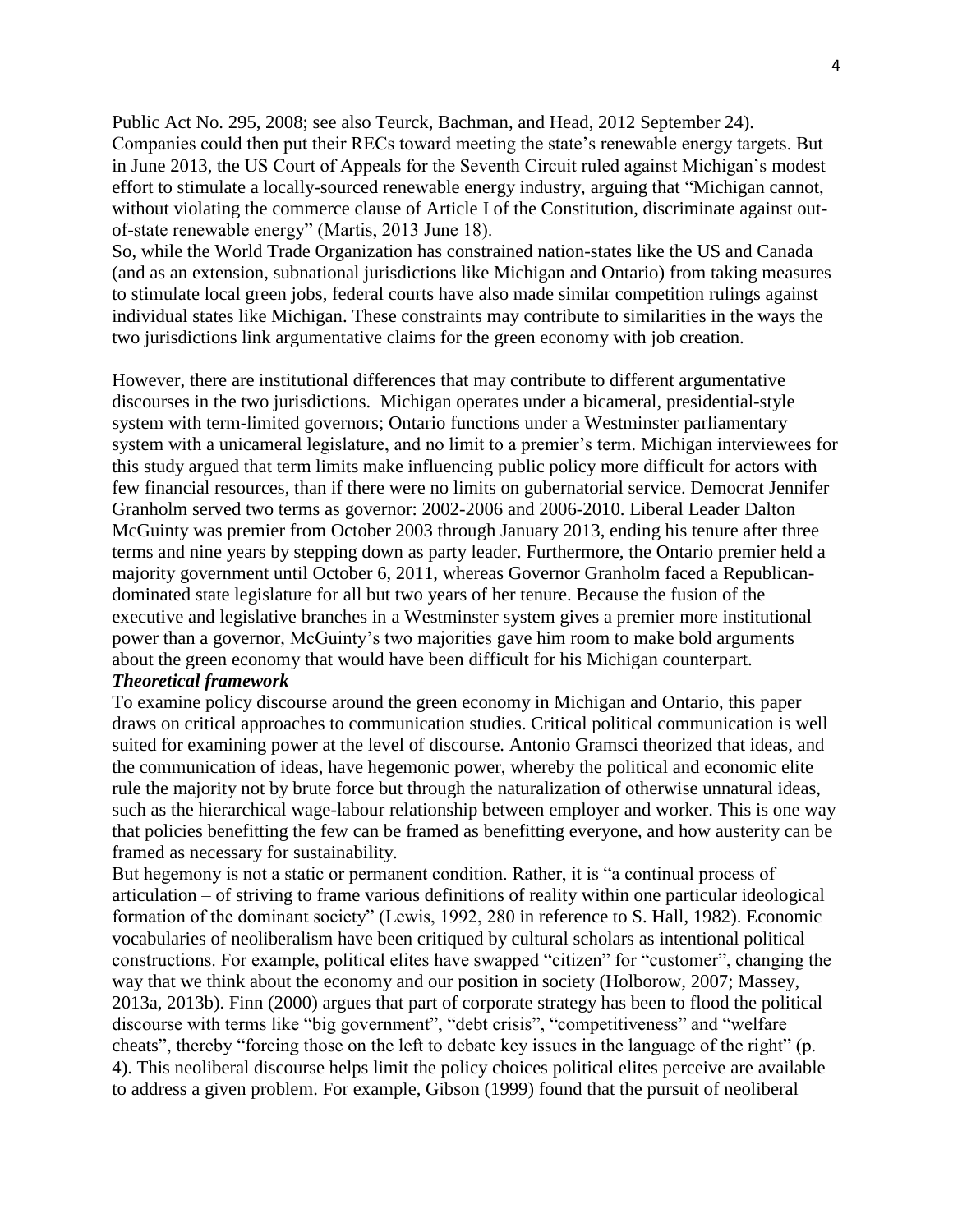Public Act No. 295, 2008; see also Teurck, Bachman, and Head, 2012 September 24). Companies could then put their RECs toward meeting the state's renewable energy targets. But in June 2013, the US Court of Appeals for the Seventh Circuit ruled against Michigan's modest effort to stimulate a locally-sourced renewable energy industry, arguing that "Michigan cannot, without violating the commerce clause of Article I of the Constitution, discriminate against out-of-state renewable energy" (Martis, 2013 June 18).

So, while the World Trade Organization has constrained nation-states like the US and Canada (and as an extension, subnational jurisdictions like Michigan and Ontario) from taking measures to stimulate local green jobs, federal courts have also made similar competition rulings against individual states like Michigan. These constraints may contribute to similarities in the ways the two jurisdictions link argumentative claims for the green economy with job creation.

However, there are institutional differences that may contribute to different argumentative discourses in the two jurisdictions. Michigan operates under a bicameral, presidential-style system with term-limited governors; Ontario functions under a Westminster parliamentary system with a unicameral legislature, and no limit to a premier's term. Michigan interviewees for this study argued that term limits make influencing public policy more difficult for actors with few financial resources, than if there were no limits on gubernatorial service. Democrat Jennifer Granholm served two terms as governor: 2002-2006 and 2006-2010. Liberal Leader Dalton McGuinty was premier from October 2003 through January 2013, ending his tenure after three terms and nine years by stepping down as party leader. Furthermore, the Ontario premier held a majority government until October 6, 2011, whereas Governor Granholm faced a Republican-dominated state legislature for all but two years of her tenure. Because the fusion of the executive and legislative branches in a Westminster system gives a premier more institutional power than a governor, McGuinty's two majorities gave him room to make bold arguments about the green economy that would have been difficult for his Michigan counterpart.

***Theoretical framework***

To examine policy discourse around the green economy in Michigan and Ontario, this paper draws on critical approaches to communication studies. Critical political communication is well suited for examining power at the level of discourse. Antonio Gramsci theorized that ideas, and the communication of ideas, have hegemonic power, whereby the political and economic elite rule the majority not by brute force but through the naturalization of otherwise unnatural ideas, such as the hierarchical wage-labour relationship between employer and worker. This is one way that policies benefitting the few can be framed as benefitting everyone, and how austerity can be framed as necessary for sustainability.

But hegemony is not a static or permanent condition. Rather, it is "a continual process of articulation – of striving to frame various definitions of reality within one particular ideological formation of the dominant society" (Lewis, 1992, 280 in reference to S. Hall, 1982). Economic vocabularies of neoliberalism have been critiqued by cultural scholars as intentional political constructions. For example, political elites have swapped "citizen" for "customer", changing the way that we think about the economy and our position in society (Holborow, 2007; Massey, 2013a, 2013b). Finn (2000) argues that part of corporate strategy has been to flood the political discourse with terms like "big government", "debt crisis", "competitiveness" and "welfare cheats", thereby "forcing those on the left to debate key issues in the language of the right" (p. 4). This neoliberal discourse helps limit the policy choices political elites perceive are available to address a given problem. For example, Gibson (1999) found that the pursuit of neoliberal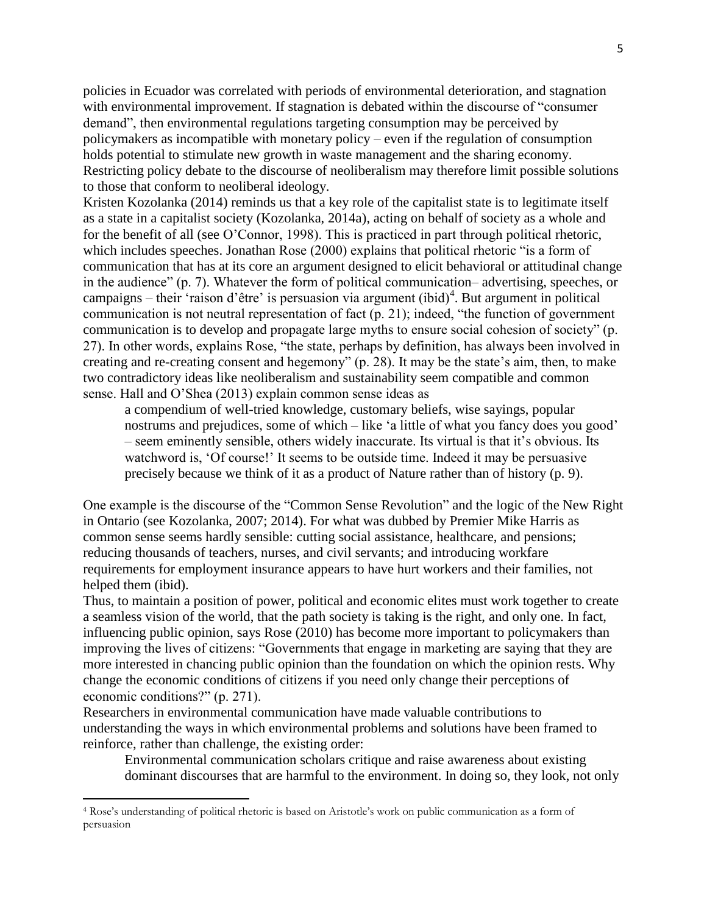policies in Ecuador was correlated with periods of environmental deterioration, and stagnation with environmental improvement. If stagnation is debated within the discourse of "consumer demand", then environmental regulations targeting consumption may be perceived by policymakers as incompatible with monetary policy – even if the regulation of consumption holds potential to stimulate new growth in waste management and the sharing economy. Restricting policy debate to the discourse of neoliberalism may therefore limit possible solutions to those that conform to neoliberal ideology.

Kristen Kozolanka (2014) reminds us that a key role of the capitalist state is to legitimate itself as a state in a capitalist society (Kozolanka, 2014a), acting on behalf of society as a whole and for the benefit of all (see O'Connor, 1998). This is practiced in part through political rhetoric, which includes speeches. Jonathan Rose (2000) explains that political rhetoric "is a form of communication that has at its core an argument designed to elicit behavioral or attitudinal change in the audience" (p. 7). Whatever the form of political communication– advertising, speeches, or campaigns – their 'raison d'être' is persuasion via argument (ibid)[4]. But argument in political communication is not neutral representation of fact (p. 21); indeed, "the function of government communication is to develop and propagate large myths to ensure social cohesion of society" (p. 27). In other words, explains Rose, "the state, perhaps by definition, has always been involved in creating and re-creating consent and hegemony" (p. 28). It may be the state's aim, then, to make two contradictory ideas like neoliberalism and sustainability seem compatible and common sense. Hall and O'Shea (2013) explain common sense ideas as

> a compendium of well-tried knowledge, customary beliefs, wise sayings, popular nostrums and prejudices, some of which – like 'a little of what you fancy does you good' – seem eminently sensible, others widely inaccurate. Its virtual is that it's obvious. Its watchword is, 'Of course!' It seems to be outside time. Indeed it may be persuasive precisely because we think of it as a product of Nature rather than of history (p. 9).

One example is the discourse of the "Common Sense Revolution" and the logic of the New Right in Ontario (see Kozolanka, 2007; 2014). For what was dubbed by Premier Mike Harris as common sense seems hardly sensible: cutting social assistance, healthcare, and pensions; reducing thousands of teachers, nurses, and civil servants; and introducing workfare requirements for employment insurance appears to have hurt workers and their families, not helped them (ibid).

Thus, to maintain a position of power, political and economic elites must work together to create a seamless vision of the world, that the path society is taking is the right, and only one. In fact, influencing public opinion, says Rose (2010) has become more important to policymakers than improving the lives of citizens: "Governments that engage in marketing are saying that they are more interested in chancing public opinion than the foundation on which the opinion rests. Why change the economic conditions of citizens if you need only change their perceptions of economic conditions?" (p. 271).

Researchers in environmental communication have made valuable contributions to understanding the ways in which environmental problems and solutions have been framed to reinforce, rather than challenge, the existing order:

> Environmental communication scholars critique and raise awareness about existing dominant discourses that are harmful to the environment. In doing so, they look, not only

---

[4] Rose's understanding of political rhetoric is based on Aristotle's work on public communication as a form of persuasion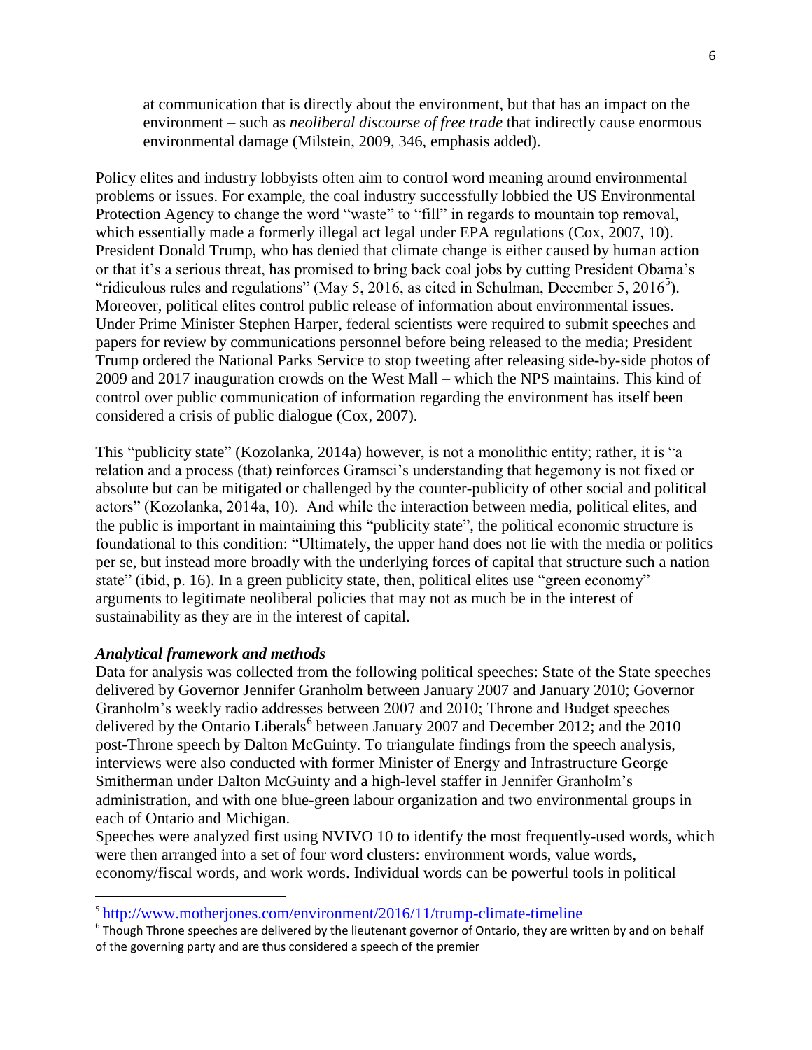> at communication that is directly about the environment, but that has an impact on the environment – such as *neoliberal discourse of free trade* that indirectly cause enormous environmental damage (Milstein, 2009, 346, emphasis added).

Policy elites and industry lobbyists often aim to control word meaning around environmental problems or issues. For example, the coal industry successfully lobbied the US Environmental Protection Agency to change the word "waste" to "fill" in regards to mountain top removal, which essentially made a formerly illegal act legal under EPA regulations (Cox, 2007, 10). President Donald Trump, who has denied that climate change is either caused by human action or that it's a serious threat, has promised to bring back coal jobs by cutting President Obama's "ridiculous rules and regulations" (May 5, 2016, as cited in Schulman, December 5, 2016[5]). Moreover, political elites control public release of information about environmental issues. Under Prime Minister Stephen Harper, federal scientists were required to submit speeches and papers for review by communications personnel before being released to the media; President Trump ordered the National Parks Service to stop tweeting after releasing side-by-side photos of 2009 and 2017 inauguration crowds on the West Mall – which the NPS maintains. This kind of control over public communication of information regarding the environment has itself been considered a crisis of public dialogue (Cox, 2007).

This "publicity state" (Kozolanka, 2014a) however, is not a monolithic entity; rather, it is "a relation and a process (that) reinforces Gramsci's understanding that hegemony is not fixed or absolute but can be mitigated or challenged by the counter-publicity of other social and political actors" (Kozolanka, 2014a, 10). And while the interaction between media, political elites, and the public is important in maintaining this "publicity state", the political economic structure is foundational to this condition: "Ultimately, the upper hand does not lie with the media or politics per se, but instead more broadly with the underlying forces of capital that structure such a nation state" (ibid, p. 16). In a green publicity state, then, political elites use "green economy" arguments to legitimate neoliberal policies that may not as much be in the interest of sustainability as they are in the interest of capital.

### *Analytical framework and methods*

Data for analysis was collected from the following political speeches: State of the State speeches delivered by Governor Jennifer Granholm between January 2007 and January 2010; Governor Granholm's weekly radio addresses between 2007 and 2010; Throne and Budget speeches delivered by the Ontario Liberals[6] between January 2007 and December 2012; and the 2010 post-Throne speech by Dalton McGuinty. To triangulate findings from the speech analysis, interviews were also conducted with former Minister of Energy and Infrastructure George Smitherman under Dalton McGuinty and a high-level staffer in Jennifer Granholm's administration, and with one blue-green labour organization and two environmental groups in each of Ontario and Michigan.

Speeches were analyzed first using NVIVO 10 to identify the most frequently-used words, which were then arranged into a set of four word clusters: environment words, value words, economy/fiscal words, and work words. Individual words can be powerful tools in political

---

[5] http://www.motherjones.com/environment/2016/11/trump-climate-timeline

[6] Though Throne speeches are delivered by the lieutenant governor of Ontario, they are written by and on behalf of the governing party and are thus considered a speech of the premier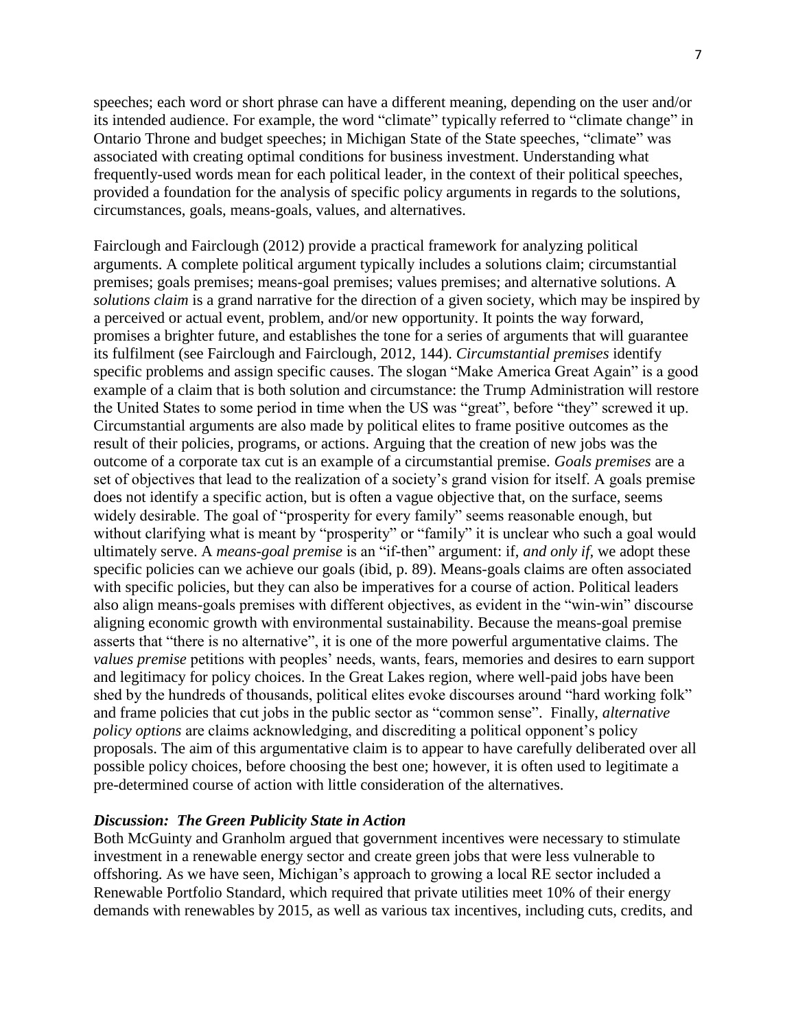speeches; each word or short phrase can have a different meaning, depending on the user and/or its intended audience. For example, the word "climate" typically referred to "climate change" in Ontario Throne and budget speeches; in Michigan State of the State speeches, "climate" was associated with creating optimal conditions for business investment. Understanding what frequently-used words mean for each political leader, in the context of their political speeches, provided a foundation for the analysis of specific policy arguments in regards to the solutions, circumstances, goals, means-goals, values, and alternatives.

Fairclough and Fairclough (2012) provide a practical framework for analyzing political arguments. A complete political argument typically includes a solutions claim; circumstantial premises; goals premises; means-goal premises; values premises; and alternative solutions. A *solutions claim* is a grand narrative for the direction of a given society, which may be inspired by a perceived or actual event, problem, and/or new opportunity. It points the way forward, promises a brighter future, and establishes the tone for a series of arguments that will guarantee its fulfilment (see Fairclough and Fairclough, 2012, 144). *Circumstantial premises* identify specific problems and assign specific causes. The slogan "Make America Great Again" is a good example of a claim that is both solution and circumstance: the Trump Administration will restore the United States to some period in time when the US was "great", before "they" screwed it up. Circumstantial arguments are also made by political elites to frame positive outcomes as the result of their policies, programs, or actions. Arguing that the creation of new jobs was the outcome of a corporate tax cut is an example of a circumstantial premise. *Goals premises* are a set of objectives that lead to the realization of a society's grand vision for itself. A goals premise does not identify a specific action, but is often a vague objective that, on the surface, seems widely desirable. The goal of "prosperity for every family" seems reasonable enough, but without clarifying what is meant by "prosperity" or "family" it is unclear who such a goal would ultimately serve. A *means-goal premise* is an "if-then" argument: if, *and only if*, we adopt these specific policies can we achieve our goals (ibid, p. 89). Means-goals claims are often associated with specific policies, but they can also be imperatives for a course of action. Political leaders also align means-goals premises with different objectives, as evident in the "win-win" discourse aligning economic growth with environmental sustainability. Because the means-goal premise asserts that "there is no alternative", it is one of the more powerful argumentative claims. The *values premise* petitions with peoples' needs, wants, fears, memories and desires to earn support and legitimacy for policy choices. In the Great Lakes region, where well-paid jobs have been shed by the hundreds of thousands, political elites evoke discourses around "hard working folk" and frame policies that cut jobs in the public sector as "common sense". Finally, *alternative policy options* are claims acknowledging, and discrediting a political opponent's policy proposals. The aim of this argumentative claim is to appear to have carefully deliberated over all possible policy choices, before choosing the best one; however, it is often used to legitimate a pre-determined course of action with little consideration of the alternatives.

### *Discussion: The Green Publicity State in Action*

Both McGuinty and Granholm argued that government incentives were necessary to stimulate investment in a renewable energy sector and create green jobs that were less vulnerable to offshoring. As we have seen, Michigan's approach to growing a local RE sector included a Renewable Portfolio Standard, which required that private utilities meet 10% of their energy demands with renewables by 2015, as well as various tax incentives, including cuts, credits, and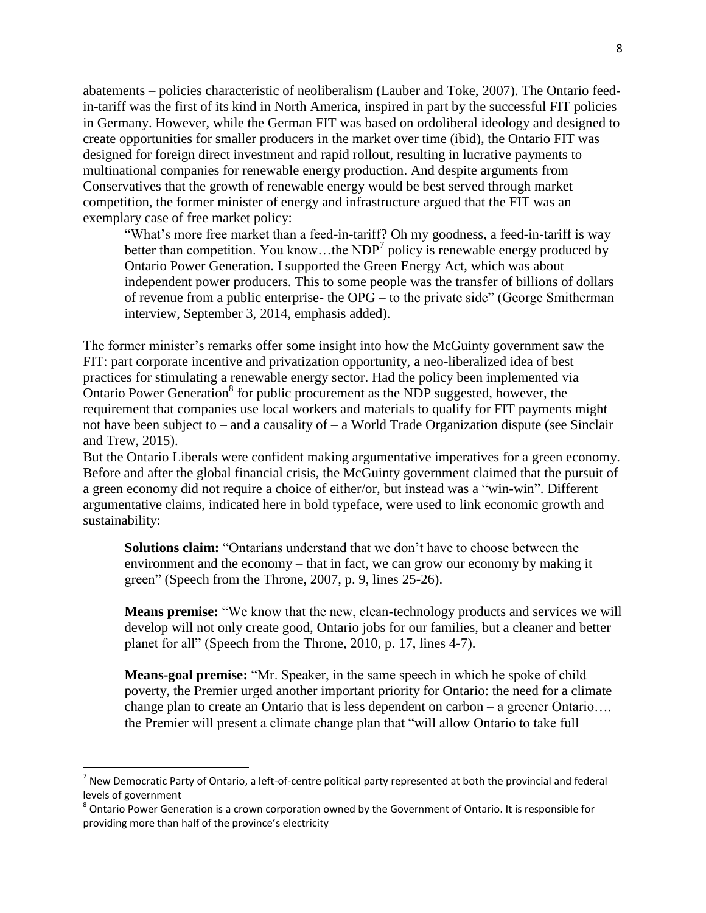abatements – policies characteristic of neoliberalism (Lauber and Toke, 2007). The Ontario feed-in-tariff was the first of its kind in North America, inspired in part by the successful FIT policies in Germany. However, while the German FIT was based on ordoliberal ideology and designed to create opportunities for smaller producers in the market over time (ibid), the Ontario FIT was designed for foreign direct investment and rapid rollout, resulting in lucrative payments to multinational companies for renewable energy production. And despite arguments from Conservatives that the growth of renewable energy would be best served through market competition, the former minister of energy and infrastructure argued that the FIT was an exemplary case of free market policy:

> "What's more free market than a feed-in-tariff? Oh my goodness, a feed-in-tariff is way better than competition. You know…the NDP[7] policy is renewable energy produced by Ontario Power Generation. I supported the Green Energy Act, which was about independent power producers. This to some people was the transfer of billions of dollars of revenue from a public enterprise- the OPG – to the private side" (George Smitherman interview, September 3, 2014, emphasis added).

The former minister's remarks offer some insight into how the McGuinty government saw the FIT: part corporate incentive and privatization opportunity, a neo-liberalized idea of best practices for stimulating a renewable energy sector. Had the policy been implemented via Ontario Power Generation[8] for public procurement as the NDP suggested, however, the requirement that companies use local workers and materials to qualify for FIT payments might not have been subject to – and a causality of – a World Trade Organization dispute (see Sinclair and Trew, 2015).

But the Ontario Liberals were confident making argumentative imperatives for a green economy. Before and after the global financial crisis, the McGuinty government claimed that the pursuit of a green economy did not require a choice of either/or, but instead was a "win-win". Different argumentative claims, indicated here in bold typeface, were used to link economic growth and sustainability:

> **Solutions claim:** "Ontarians understand that we don't have to choose between the environment and the economy – that in fact, we can grow our economy by making it green" (Speech from the Throne, 2007, p. 9, lines 25-26).

> **Means premise:** "We know that the new, clean-technology products and services we will develop will not only create good, Ontario jobs for our families, but a cleaner and better planet for all" (Speech from the Throne, 2010, p. 17, lines 4-7).

> **Means-goal premise:** "Mr. Speaker, in the same speech in which he spoke of child poverty, the Premier urged another important priority for Ontario: the need for a climate change plan to create an Ontario that is less dependent on carbon – a greener Ontario…. the Premier will present a climate change plan that "will allow Ontario to take full

[7] New Democratic Party of Ontario, a left-of-centre political party represented at both the provincial and federal levels of government

[8] Ontario Power Generation is a crown corporation owned by the Government of Ontario. It is responsible for providing more than half of the province's electricity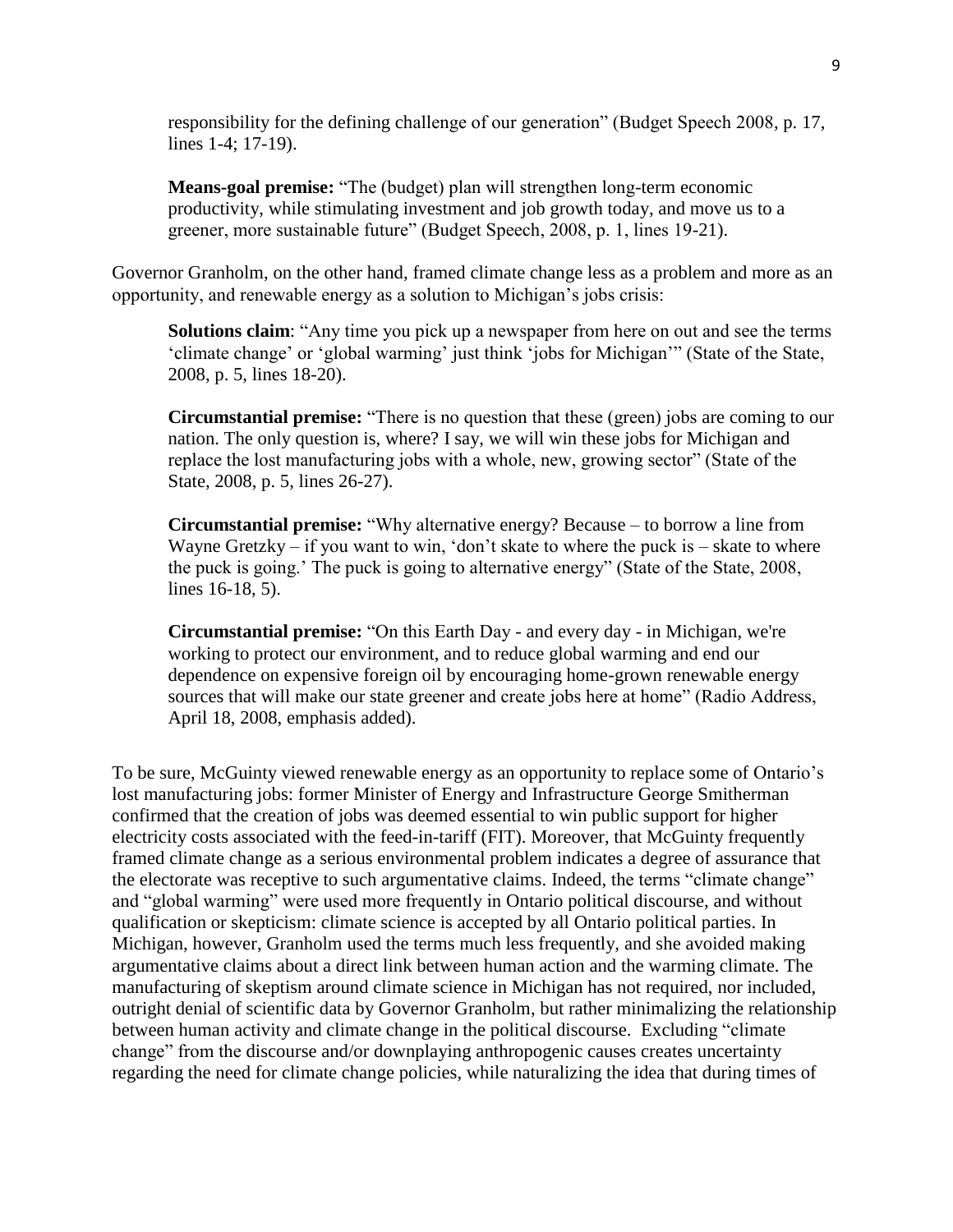responsibility for the defining challenge of our generation" (Budget Speech 2008, p. 17, lines 1-4; 17-19).

> **Means-goal premise:** "The (budget) plan will strengthen long-term economic productivity, while stimulating investment and job growth today, and move us to a greener, more sustainable future" (Budget Speech, 2008, p. 1, lines 19-21).

Governor Granholm, on the other hand, framed climate change less as a problem and more as an opportunity, and renewable energy as a solution to Michigan's jobs crisis:

> **Solutions claim**: "Any time you pick up a newspaper from here on out and see the terms 'climate change' or 'global warming' just think 'jobs for Michigan'" (State of the State, 2008, p. 5, lines 18-20).
>
> **Circumstantial premise:** "There is no question that these (green) jobs are coming to our nation. The only question is, where? I say, we will win these jobs for Michigan and replace the lost manufacturing jobs with a whole, new, growing sector" (State of the State, 2008, p. 5, lines 26-27).
>
> **Circumstantial premise:** "Why alternative energy? Because – to borrow a line from Wayne Gretzky – if you want to win, 'don't skate to where the puck is – skate to where the puck is going.' The puck is going to alternative energy" (State of the State, 2008, lines 16-18, 5).
>
> **Circumstantial premise:** "On this Earth Day - and every day - in Michigan, we're working to protect our environment, and to reduce global warming and end our dependence on expensive foreign oil by encouraging home-grown renewable energy sources that will make our state greener and create jobs here at home" (Radio Address, April 18, 2008, emphasis added).

To be sure, McGuinty viewed renewable energy as an opportunity to replace some of Ontario's lost manufacturing jobs: former Minister of Energy and Infrastructure George Smitherman confirmed that the creation of jobs was deemed essential to win public support for higher electricity costs associated with the feed-in-tariff (FIT). Moreover, that McGuinty frequently framed climate change as a serious environmental problem indicates a degree of assurance that the electorate was receptive to such argumentative claims. Indeed, the terms "climate change" and "global warming" were used more frequently in Ontario political discourse, and without qualification or skepticism: climate science is accepted by all Ontario political parties. In Michigan, however, Granholm used the terms much less frequently, and she avoided making argumentative claims about a direct link between human action and the warming climate. The manufacturing of skeptism around climate science in Michigan has not required, nor included, outright denial of scientific data by Governor Granholm, but rather minimalizing the relationship between human activity and climate change in the political discourse. Excluding "climate change" from the discourse and/or downplaying anthropogenic causes creates uncertainty regarding the need for climate change policies, while naturalizing the idea that during times of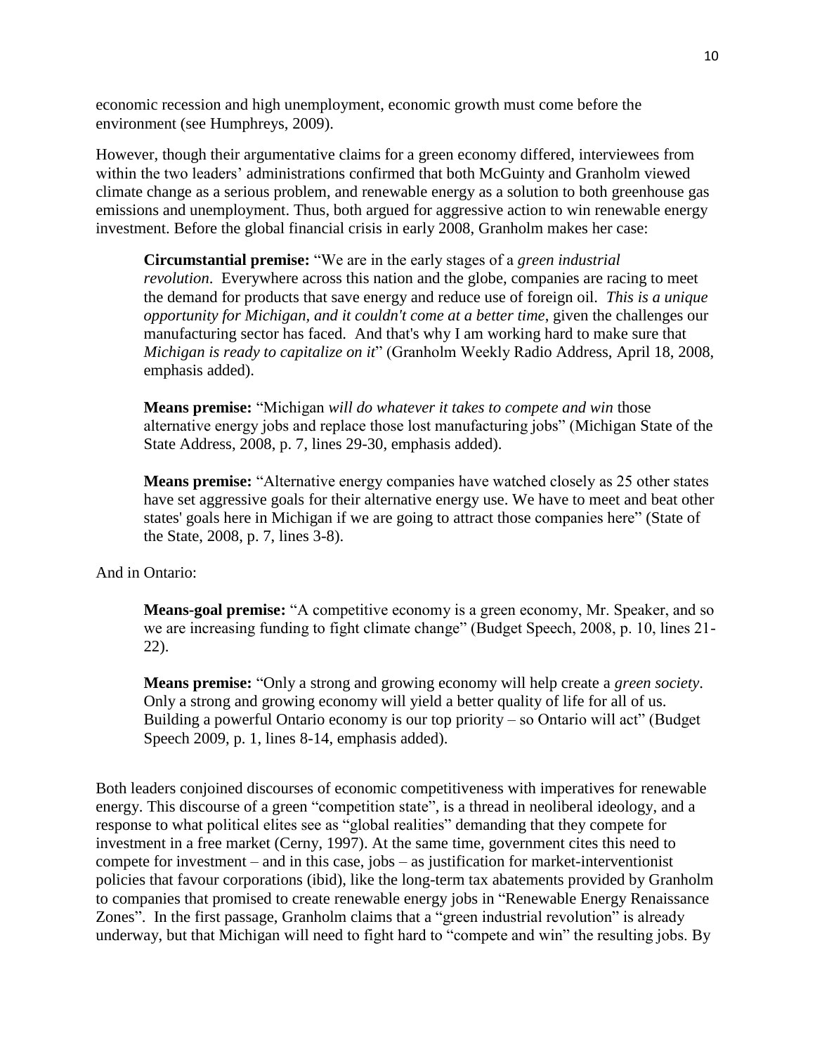economic recession and high unemployment, economic growth must come before the environment (see Humphreys, 2009).

However, though their argumentative claims for a green economy differed, interviewees from within the two leaders' administrations confirmed that both McGuinty and Granholm viewed climate change as a serious problem, and renewable energy as a solution to both greenhouse gas emissions and unemployment. Thus, both argued for aggressive action to win renewable energy investment. Before the global financial crisis in early 2008, Granholm makes her case:

> **Circumstantial premise:** "We are in the early stages of a *green industrial revolution.* Everywhere across this nation and the globe, companies are racing to meet the demand for products that save energy and reduce use of foreign oil. *This is a unique opportunity for Michigan, and it couldn't come at a better time*, given the challenges our manufacturing sector has faced. And that's why I am working hard to make sure that *Michigan is ready to capitalize on it*" (Granholm Weekly Radio Address, April 18, 2008, emphasis added).
>
> **Means premise:** "Michigan *will do whatever it takes to compete and win* those alternative energy jobs and replace those lost manufacturing jobs" (Michigan State of the State Address, 2008, p. 7, lines 29-30, emphasis added).
>
> **Means premise:** "Alternative energy companies have watched closely as 25 other states have set aggressive goals for their alternative energy use. We have to meet and beat other states' goals here in Michigan if we are going to attract those companies here" (State of the State, 2008, p. 7, lines 3-8).

And in Ontario:

> **Means-goal premise:** "A competitive economy is a green economy, Mr. Speaker, and so we are increasing funding to fight climate change" (Budget Speech, 2008, p. 10, lines 21-22).
>
> **Means premise:** "Only a strong and growing economy will help create a *green society*. Only a strong and growing economy will yield a better quality of life for all of us. Building a powerful Ontario economy is our top priority – so Ontario will act" (Budget Speech 2009, p. 1, lines 8-14, emphasis added).

Both leaders conjoined discourses of economic competitiveness with imperatives for renewable energy. This discourse of a green "competition state", is a thread in neoliberal ideology, and a response to what political elites see as "global realities" demanding that they compete for investment in a free market (Cerny, 1997). At the same time, government cites this need to compete for investment – and in this case, jobs – as justification for market-interventionist policies that favour corporations (ibid), like the long-term tax abatements provided by Granholm to companies that promised to create renewable energy jobs in "Renewable Energy Renaissance Zones". In the first passage, Granholm claims that a "green industrial revolution" is already underway, but that Michigan will need to fight hard to "compete and win" the resulting jobs. By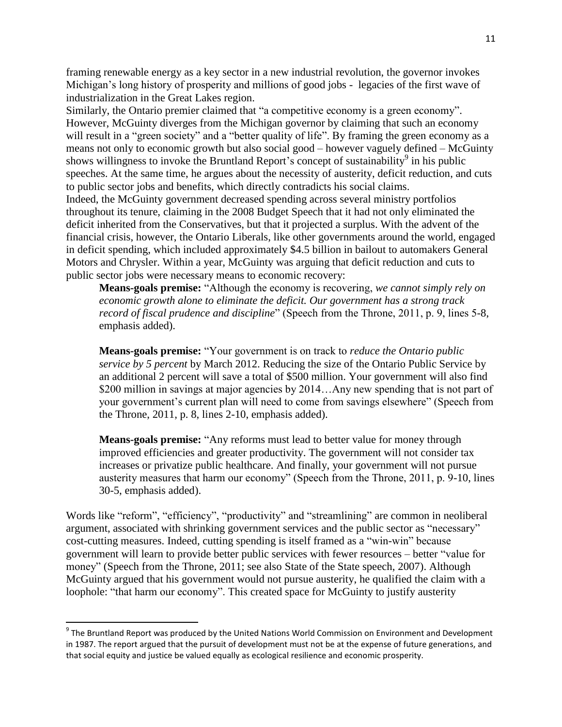framing renewable energy as a key sector in a new industrial revolution, the governor invokes Michigan's long history of prosperity and millions of good jobs - legacies of the first wave of industrialization in the Great Lakes region.

Similarly, the Ontario premier claimed that "a competitive economy is a green economy". However, McGuinty diverges from the Michigan governor by claiming that such an economy will result in a "green society" and a "better quality of life". By framing the green economy as a means not only to economic growth but also social good – however vaguely defined – McGuinty shows willingness to invoke the Bruntland Report's concept of sustainability[9] in his public speeches. At the same time, he argues about the necessity of austerity, deficit reduction, and cuts to public sector jobs and benefits, which directly contradicts his social claims.

Indeed, the McGuinty government decreased spending across several ministry portfolios throughout its tenure, claiming in the 2008 Budget Speech that it had not only eliminated the deficit inherited from the Conservatives, but that it projected a surplus. With the advent of the financial crisis, however, the Ontario Liberals, like other governments around the world, engaged in deficit spending, which included approximately $4.5 billion in bailout to automakers General Motors and Chrysler. Within a year, McGuinty was arguing that deficit reduction and cuts to public sector jobs were necessary means to economic recovery:

> **Means-goals premise:** "Although the economy is recovering, *we cannot simply rely on economic growth alone to eliminate the deficit. Our government has a strong track record of fiscal prudence and discipline*" (Speech from the Throne, 2011, p. 9, lines 5-8, emphasis added).
>
> **Means-goals premise:** "Your government is on track to *reduce the Ontario public service by 5 percent* by March 2012. Reducing the size of the Ontario Public Service by an additional 2 percent will save a total of $500 million. Your government will also find $200 million in savings at major agencies by 2014…Any new spending that is not part of your government's current plan will need to come from savings elsewhere" (Speech from the Throne, 2011, p. 8, lines 2-10, emphasis added).
>
> **Means-goals premise:** "Any reforms must lead to better value for money through improved efficiencies and greater productivity. The government will not consider tax increases or privatize public healthcare. And finally, your government will not pursue austerity measures that harm our economy" (Speech from the Throne, 2011, p. 9-10, lines 30-5, emphasis added).

Words like "reform", "efficiency", "productivity" and "streamlining" are common in neoliberal argument, associated with shrinking government services and the public sector as "necessary" cost-cutting measures. Indeed, cutting spending is itself framed as a "win-win" because government will learn to provide better public services with fewer resources – better "value for money" (Speech from the Throne, 2011; see also State of the State speech, 2007). Although McGuinty argued that his government would not pursue austerity, he qualified the claim with a loophole: "that harm our economy". This created space for McGuinty to justify austerity

[9] The Bruntland Report was produced by the United Nations World Commission on Environment and Development in 1987. The report argued that the pursuit of development must not be at the expense of future generations, and that social equity and justice be valued equally as ecological resilience and economic prosperity.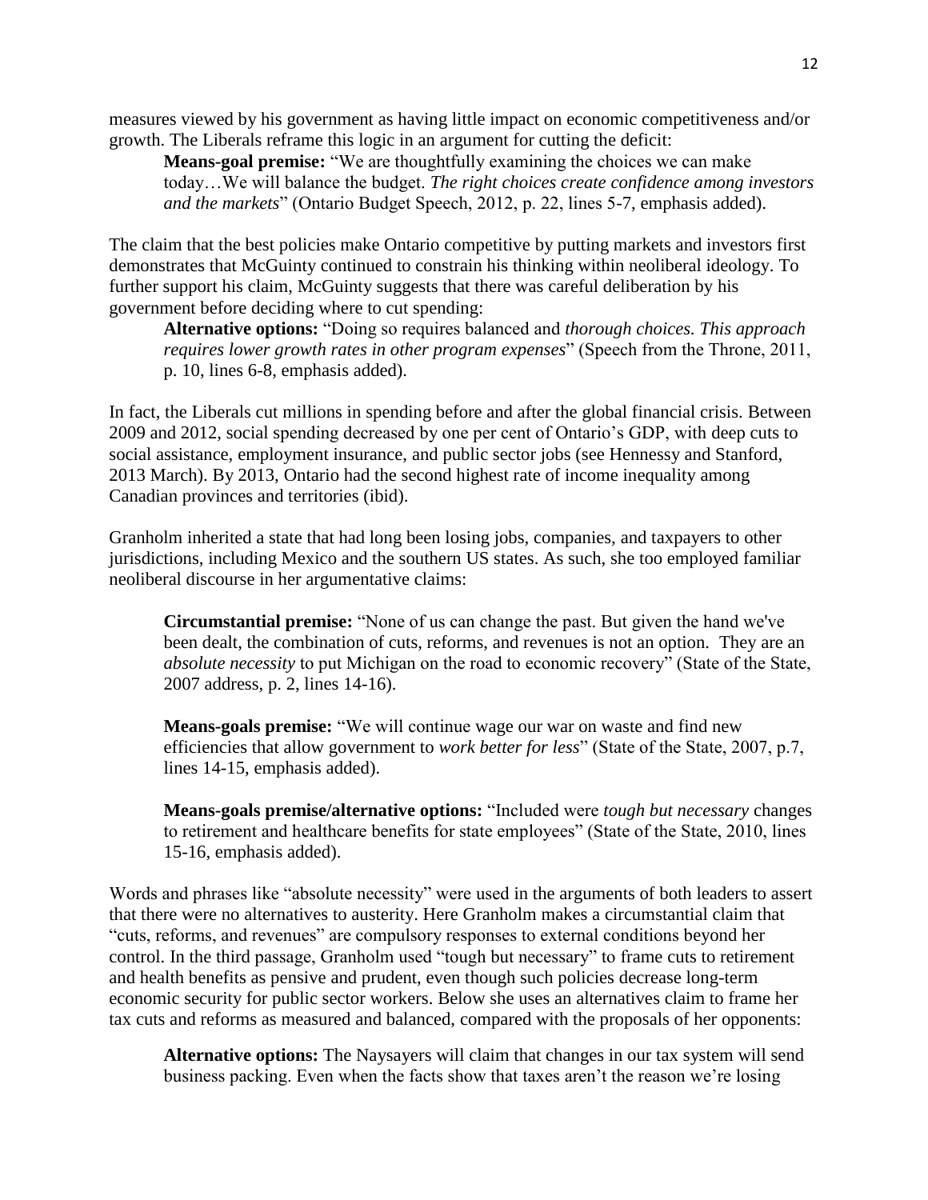measures viewed by his government as having little impact on economic competitiveness and/or growth. The Liberals reframe this logic in an argument for cutting the deficit:

> **Means-goal premise:** "We are thoughtfully examining the choices we can make today…We will balance the budget. *The right choices create confidence among investors and the markets*" (Ontario Budget Speech, 2012, p. 22, lines 5-7, emphasis added).

The claim that the best policies make Ontario competitive by putting markets and investors first demonstrates that McGuinty continued to constrain his thinking within neoliberal ideology. To further support his claim, McGuinty suggests that there was careful deliberation by his government before deciding where to cut spending:

> **Alternative options:** "Doing so requires balanced and *thorough choices. This approach requires lower growth rates in other program expenses*" (Speech from the Throne, 2011, p. 10, lines 6-8, emphasis added).

In fact, the Liberals cut millions in spending before and after the global financial crisis. Between 2009 and 2012, social spending decreased by one per cent of Ontario's GDP, with deep cuts to social assistance, employment insurance, and public sector jobs (see Hennessy and Stanford, 2013 March). By 2013, Ontario had the second highest rate of income inequality among Canadian provinces and territories (ibid).

Granholm inherited a state that had long been losing jobs, companies, and taxpayers to other jurisdictions, including Mexico and the southern US states. As such, she too employed familiar neoliberal discourse in her argumentative claims:

> **Circumstantial premise:** "None of us can change the past. But given the hand we've been dealt, the combination of cuts, reforms, and revenues is not an option. They are an *absolute necessity* to put Michigan on the road to economic recovery" (State of the State, 2007 address, p. 2, lines 14-16).
>
> **Means-goals premise:** "We will continue wage our war on waste and find new efficiencies that allow government to *work better for less*" (State of the State, 2007, p.7, lines 14-15, emphasis added).
>
> **Means-goals premise/alternative options:** "Included were *tough but necessary* changes to retirement and healthcare benefits for state employees" (State of the State, 2010, lines 15-16, emphasis added).

Words and phrases like "absolute necessity" were used in the arguments of both leaders to assert that there were no alternatives to austerity. Here Granholm makes a circumstantial claim that "cuts, reforms, and revenues" are compulsory responses to external conditions beyond her control. In the third passage, Granholm used "tough but necessary" to frame cuts to retirement and health benefits as pensive and prudent, even though such policies decrease long-term economic security for public sector workers. Below she uses an alternatives claim to frame her tax cuts and reforms as measured and balanced, compared with the proposals of her opponents:

> **Alternative options:** The Naysayers will claim that changes in our tax system will send business packing. Even when the facts show that taxes aren't the reason we're losing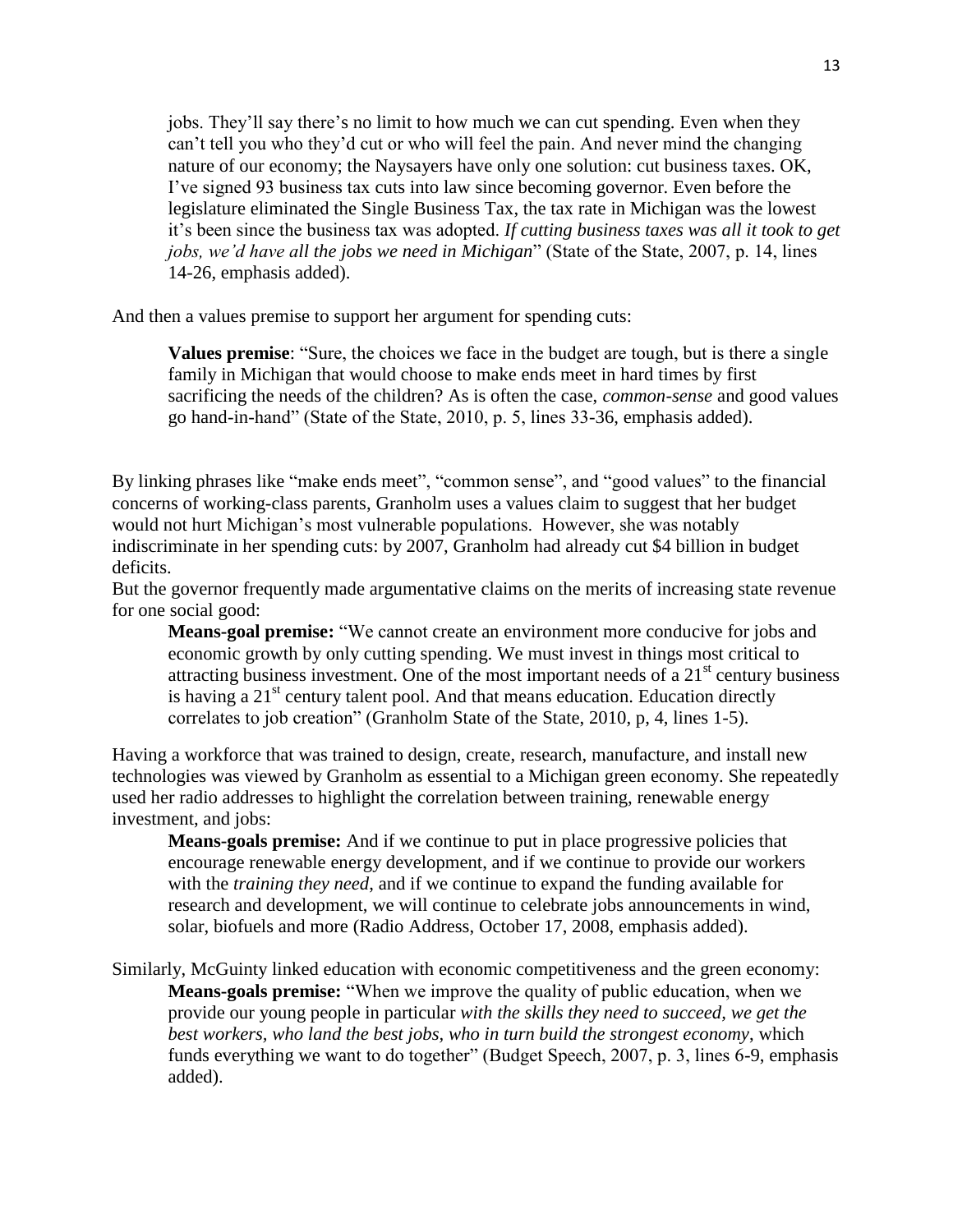> jobs. They'll say there's no limit to how much we can cut spending. Even when they can't tell you who they'd cut or who will feel the pain. And never mind the changing nature of our economy; the Naysayers have only one solution: cut business taxes. OK, I've signed 93 business tax cuts into law since becoming governor. Even before the legislature eliminated the Single Business Tax, the tax rate in Michigan was the lowest it's been since the business tax was adopted. *If cutting business taxes was all it took to get jobs, we'd have all the jobs we need in Michigan*" (State of the State, 2007, p. 14, lines 14-26, emphasis added).

And then a values premise to support her argument for spending cuts:

> **Values premise**: "Sure, the choices we face in the budget are tough, but is there a single family in Michigan that would choose to make ends meet in hard times by first sacrificing the needs of the children? As is often the case, *common-sense* and good values go hand-in-hand" (State of the State, 2010, p. 5, lines 33-36, emphasis added).

By linking phrases like "make ends meet", "common sense", and "good values" to the financial concerns of working-class parents, Granholm uses a values claim to suggest that her budget would not hurt Michigan's most vulnerable populations. However, she was notably indiscriminate in her spending cuts: by 2007, Granholm had already cut $4 billion in budget deficits.

But the governor frequently made argumentative claims on the merits of increasing state revenue for one social good:

> **Means-goal premise:** "We cannot create an environment more conducive for jobs and economic growth by only cutting spending. We must invest in things most critical to attracting business investment. One of the most important needs of a 21st century business is having a 21st century talent pool. And that means education. Education directly correlates to job creation" (Granholm State of the State, 2010, p, 4, lines 1-5).

Having a workforce that was trained to design, create, research, manufacture, and install new technologies was viewed by Granholm as essential to a Michigan green economy. She repeatedly used her radio addresses to highlight the correlation between training, renewable energy investment, and jobs:

> **Means-goals premise:** And if we continue to put in place progressive policies that encourage renewable energy development, and if we continue to provide our workers with the *training they need*, and if we continue to expand the funding available for research and development, we will continue to celebrate jobs announcements in wind, solar, biofuels and more (Radio Address, October 17, 2008, emphasis added).

Similarly, McGuinty linked education with economic competitiveness and the green economy:

> **Means-goals premise:** "When we improve the quality of public education, when we provide our young people in particular *with the skills they need to succeed, we get the best workers, who land the best jobs, who in turn build the strongest economy*, which funds everything we want to do together" (Budget Speech, 2007, p. 3, lines 6-9, emphasis added).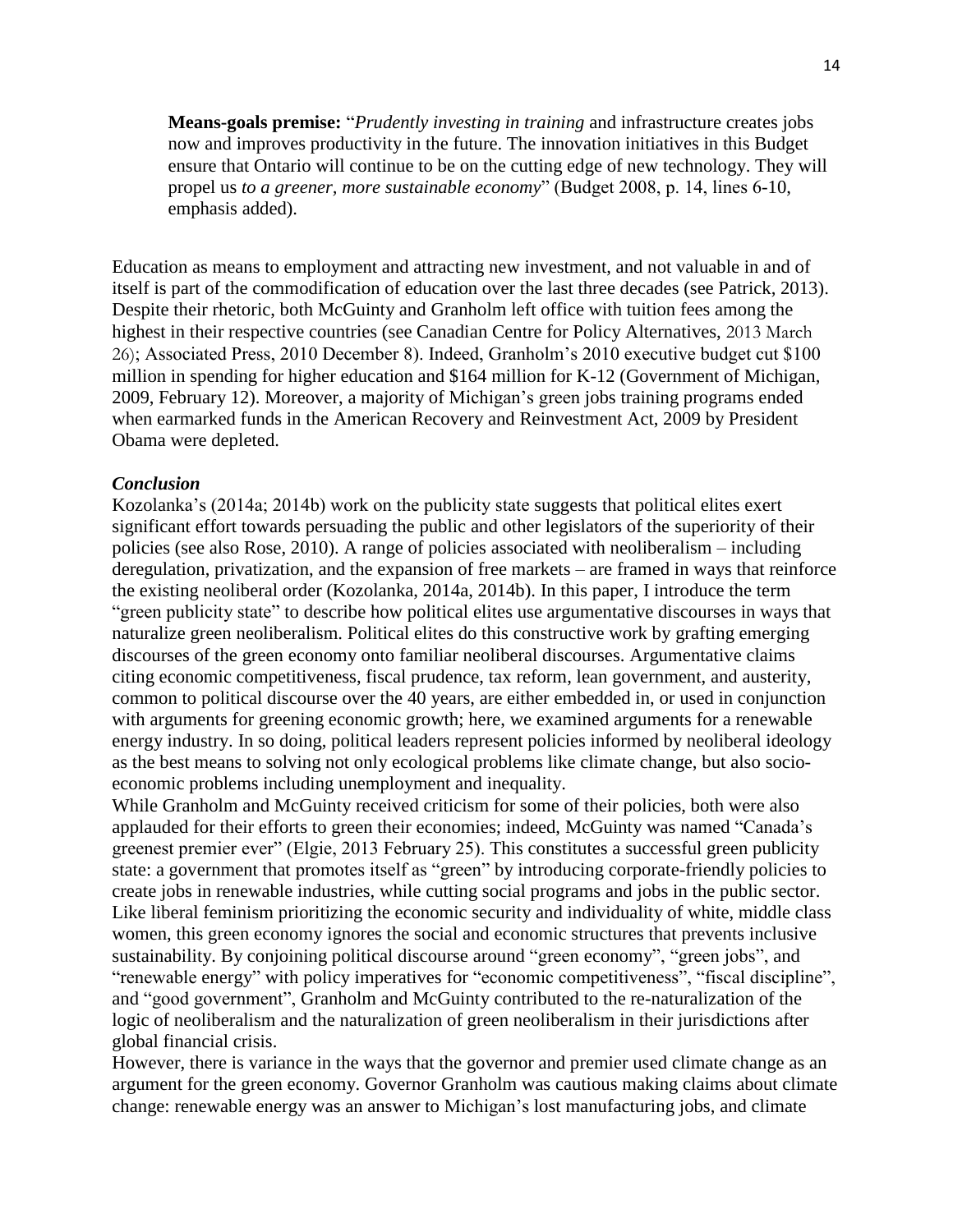**Means-goals premise:** "*Prudently investing in training* and infrastructure creates jobs now and improves productivity in the future. The innovation initiatives in this Budget ensure that Ontario will continue to be on the cutting edge of new technology. They will propel us *to a greener, more sustainable economy*" (Budget 2008, p. 14, lines 6-10, emphasis added).

Education as means to employment and attracting new investment, and not valuable in and of itself is part of the commodification of education over the last three decades (see Patrick, 2013). Despite their rhetoric, both McGuinty and Granholm left office with tuition fees among the highest in their respective countries (see Canadian Centre for Policy Alternatives, 2013 March 26); Associated Press, 2010 December 8). Indeed, Granholm's 2010 executive budget cut $100 million in spending for higher education and $164 million for K-12 (Government of Michigan, 2009, February 12). Moreover, a majority of Michigan's green jobs training programs ended when earmarked funds in the American Recovery and Reinvestment Act, 2009 by President Obama were depleted.

### *Conclusion*

Kozolanka's (2014a; 2014b) work on the publicity state suggests that political elites exert significant effort towards persuading the public and other legislators of the superiority of their policies (see also Rose, 2010). A range of policies associated with neoliberalism – including deregulation, privatization, and the expansion of free markets – are framed in ways that reinforce the existing neoliberal order (Kozolanka, 2014a, 2014b). In this paper, I introduce the term "green publicity state" to describe how political elites use argumentative discourses in ways that naturalize green neoliberalism. Political elites do this constructive work by grafting emerging discourses of the green economy onto familiar neoliberal discourses. Argumentative claims citing economic competitiveness, fiscal prudence, tax reform, lean government, and austerity, common to political discourse over the 40 years, are either embedded in, or used in conjunction with arguments for greening economic growth; here, we examined arguments for a renewable energy industry. In so doing, political leaders represent policies informed by neoliberal ideology as the best means to solving not only ecological problems like climate change, but also socio-economic problems including unemployment and inequality.

While Granholm and McGuinty received criticism for some of their policies, both were also applauded for their efforts to green their economies; indeed, McGuinty was named "Canada's greenest premier ever" (Elgie, 2013 February 25). This constitutes a successful green publicity state: a government that promotes itself as "green" by introducing corporate-friendly policies to create jobs in renewable industries, while cutting social programs and jobs in the public sector. Like liberal feminism prioritizing the economic security and individuality of white, middle class women, this green economy ignores the social and economic structures that prevents inclusive sustainability. By conjoining political discourse around "green economy", "green jobs", and "renewable energy" with policy imperatives for "economic competitiveness", "fiscal discipline", and "good government", Granholm and McGuinty contributed to the re-naturalization of the logic of neoliberalism and the naturalization of green neoliberalism in their jurisdictions after global financial crisis.

However, there is variance in the ways that the governor and premier used climate change as an argument for the green economy. Governor Granholm was cautious making claims about climate change: renewable energy was an answer to Michigan's lost manufacturing jobs, and climate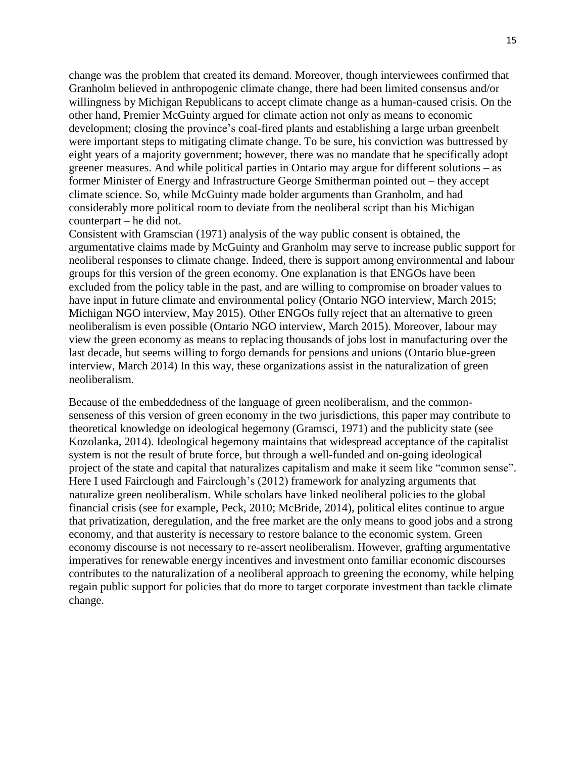change was the problem that created its demand. Moreover, though interviewees confirmed that Granholm believed in anthropogenic climate change, there had been limited consensus and/or willingness by Michigan Republicans to accept climate change as a human-caused crisis. On the other hand, Premier McGuinty argued for climate action not only as means to economic development; closing the province's coal-fired plants and establishing a large urban greenbelt were important steps to mitigating climate change. To be sure, his conviction was buttressed by eight years of a majority government; however, there was no mandate that he specifically adopt greener measures. And while political parties in Ontario may argue for different solutions – as former Minister of Energy and Infrastructure George Smitherman pointed out – they accept climate science. So, while McGuinty made bolder arguments than Granholm, and had considerably more political room to deviate from the neoliberal script than his Michigan counterpart – he did not.

Consistent with Gramscian (1971) analysis of the way public consent is obtained, the argumentative claims made by McGuinty and Granholm may serve to increase public support for neoliberal responses to climate change. Indeed, there is support among environmental and labour groups for this version of the green economy. One explanation is that ENGOs have been excluded from the policy table in the past, and are willing to compromise on broader values to have input in future climate and environmental policy (Ontario NGO interview, March 2015; Michigan NGO interview, May 2015). Other ENGOs fully reject that an alternative to green neoliberalism is even possible (Ontario NGO interview, March 2015). Moreover, labour may view the green economy as means to replacing thousands of jobs lost in manufacturing over the last decade, but seems willing to forgo demands for pensions and unions (Ontario blue-green interview, March 2014) In this way, these organizations assist in the naturalization of green neoliberalism.

Because of the embeddedness of the language of green neoliberalism, and the common-senseness of this version of green economy in the two jurisdictions, this paper may contribute to theoretical knowledge on ideological hegemony (Gramsci, 1971) and the publicity state (see Kozolanka, 2014). Ideological hegemony maintains that widespread acceptance of the capitalist system is not the result of brute force, but through a well-funded and on-going ideological project of the state and capital that naturalizes capitalism and make it seem like "common sense". Here I used Fairclough and Fairclough's (2012) framework for analyzing arguments that naturalize green neoliberalism. While scholars have linked neoliberal policies to the global financial crisis (see for example, Peck, 2010; McBride, 2014), political elites continue to argue that privatization, deregulation, and the free market are the only means to good jobs and a strong economy, and that austerity is necessary to restore balance to the economic system. Green economy discourse is not necessary to re-assert neoliberalism. However, grafting argumentative imperatives for renewable energy incentives and investment onto familiar economic discourses contributes to the naturalization of a neoliberal approach to greening the economy, while helping regain public support for policies that do more to target corporate investment than tackle climate change.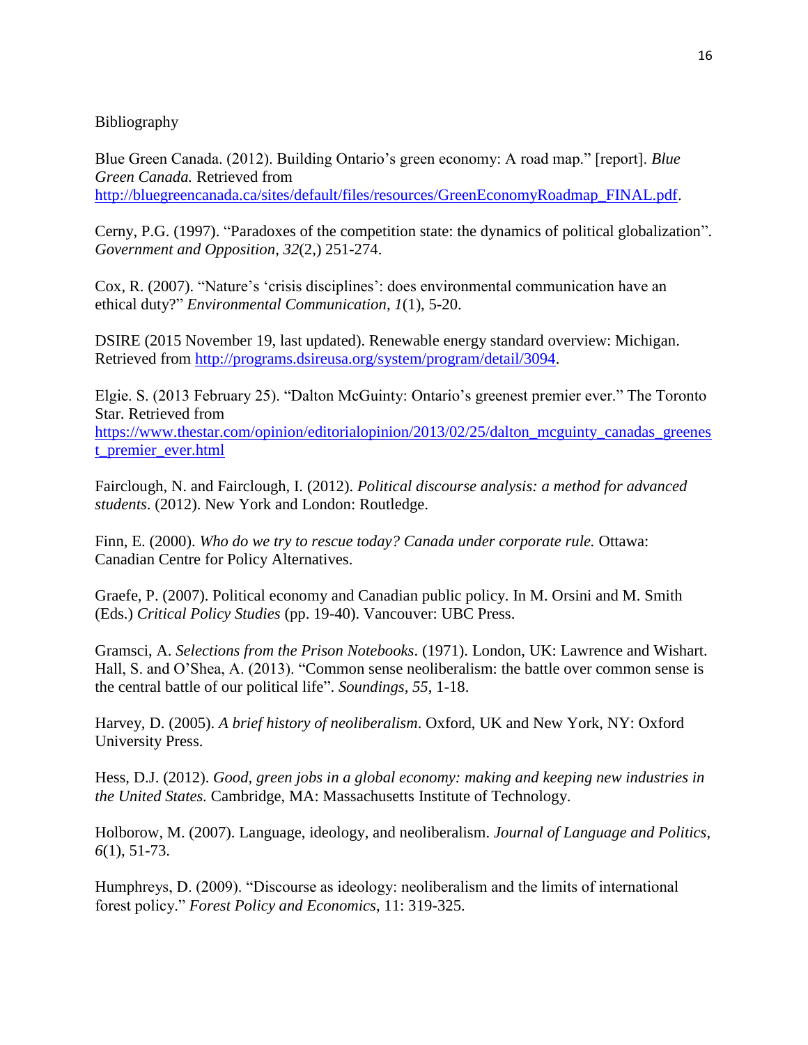Bibliography

Blue Green Canada. (2012). Building Ontario's green economy: A road map." [report]. *Blue Green Canada.* Retrieved from http://bluegreencanada.ca/sites/default/files/resources/GreenEconomyRoadmap_FINAL.pdf.

Cerny, P.G. (1997). "Paradoxes of the competition state: the dynamics of political globalization". *Government and Opposition*, *32*(2,) 251-274.

Cox, R. (2007). "Nature's 'crisis disciplines': does environmental communication have an ethical duty?" *Environmental Communication*, *1*(1), 5-20.

DSIRE (2015 November 19, last updated). Renewable energy standard overview: Michigan. Retrieved from http://programs.dsireusa.org/system/program/detail/3094.

Elgie. S. (2013 February 25). "Dalton McGuinty: Ontario's greenest premier ever." The Toronto Star. Retrieved from https://www.thestar.com/opinion/editorialopinion/2013/02/25/dalton_mcguinty_canadas_greenest_premier_ever.html

Fairclough, N. and Fairclough, I. (2012). *Political discourse analysis: a method for advanced students*. (2012). New York and London: Routledge.

Finn, E. (2000). *Who do we try to rescue today? Canada under corporate rule.* Ottawa: Canadian Centre for Policy Alternatives.

Graefe, P. (2007). Political economy and Canadian public policy. In M. Orsini and M. Smith (Eds.) *Critical Policy Studies* (pp. 19-40). Vancouver: UBC Press.

Gramsci, A. *Selections from the Prison Notebooks*. (1971). London, UK: Lawrence and Wishart.
Hall, S. and O'Shea, A. (2013). "Common sense neoliberalism: the battle over common sense is the central battle of our political life". *Soundings, 55*, 1-18.

Harvey, D. (2005). *A brief history of neoliberalism*. Oxford, UK and New York, NY: Oxford University Press.

Hess, D.J. (2012). *Good, green jobs in a global economy: making and keeping new industries in the United States.* Cambridge, MA: Massachusetts Institute of Technology.

Holborow, M. (2007). Language, ideology, and neoliberalism. *Journal of Language and Politics*, *6*(1), 51-73.

Humphreys, D. (2009). "Discourse as ideology: neoliberalism and the limits of international forest policy." *Forest Policy and Economics*, 11: 319-325.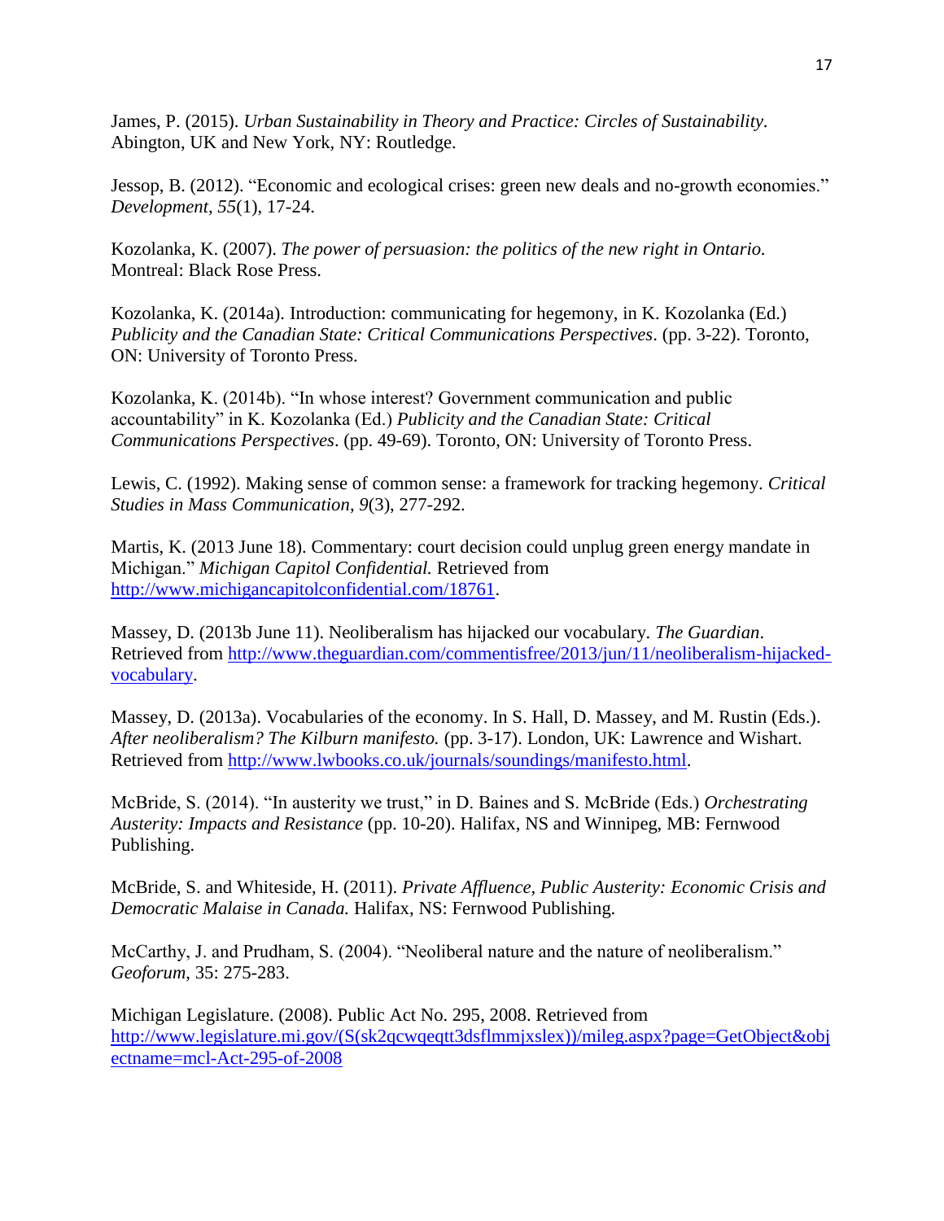James, P. (2015). *Urban Sustainability in Theory and Practice: Circles of Sustainability*. Abington, UK and New York, NY: Routledge.

Jessop, B. (2012). "Economic and ecological crises: green new deals and no-growth economies." *Development*, *55*(1), 17-24.

Kozolanka, K. (2007). *The power of persuasion: the politics of the new right in Ontario.* Montreal: Black Rose Press.

Kozolanka, K. (2014a). Introduction: communicating for hegemony, in K. Kozolanka (Ed.) *Publicity and the Canadian State: Critical Communications Perspectives*. (pp. 3-22). Toronto, ON: University of Toronto Press.

Kozolanka, K. (2014b). "In whose interest? Government communication and public accountability" in K. Kozolanka (Ed.) *Publicity and the Canadian State: Critical Communications Perspectives*. (pp. 49-69). Toronto, ON: University of Toronto Press.

Lewis, C. (1992). Making sense of common sense: a framework for tracking hegemony. *Critical Studies in Mass Communication*, *9*(3), 277-292.

Martis, K. (2013 June 18). Commentary: court decision could unplug green energy mandate in Michigan." *Michigan Capitol Confidential.* Retrieved from http://www.michigancapitolconfidential.com/18761.

Massey, D. (2013b June 11). Neoliberalism has hijacked our vocabulary. *The Guardian*. Retrieved from http://www.theguardian.com/commentisfree/2013/jun/11/neoliberalism-hijacked-vocabulary.

Massey, D. (2013a). Vocabularies of the economy. In S. Hall, D. Massey, and M. Rustin (Eds.). *After neoliberalism? The Kilburn manifesto.* (pp. 3-17). London, UK: Lawrence and Wishart. Retrieved from http://www.lwbooks.co.uk/journals/soundings/manifesto.html.

McBride, S. (2014). "In austerity we trust," in D. Baines and S. McBride (Eds.) *Orchestrating Austerity: Impacts and Resistance* (pp. 10-20). Halifax, NS and Winnipeg, MB: Fernwood Publishing.

McBride, S. and Whiteside, H. (2011). *Private Affluence, Public Austerity: Economic Crisis and Democratic Malaise in Canada.* Halifax, NS: Fernwood Publishing.

McCarthy, J. and Prudham, S. (2004). "Neoliberal nature and the nature of neoliberalism." *Geoforum*, 35: 275-283.

Michigan Legislature. (2008). Public Act No. 295, 2008. Retrieved from http://www.legislature.mi.gov/(S(sk2qcwqeqtt3dsflmmjxslex))/mileg.aspx?page=GetObject&objectname=mcl-Act-295-of-2008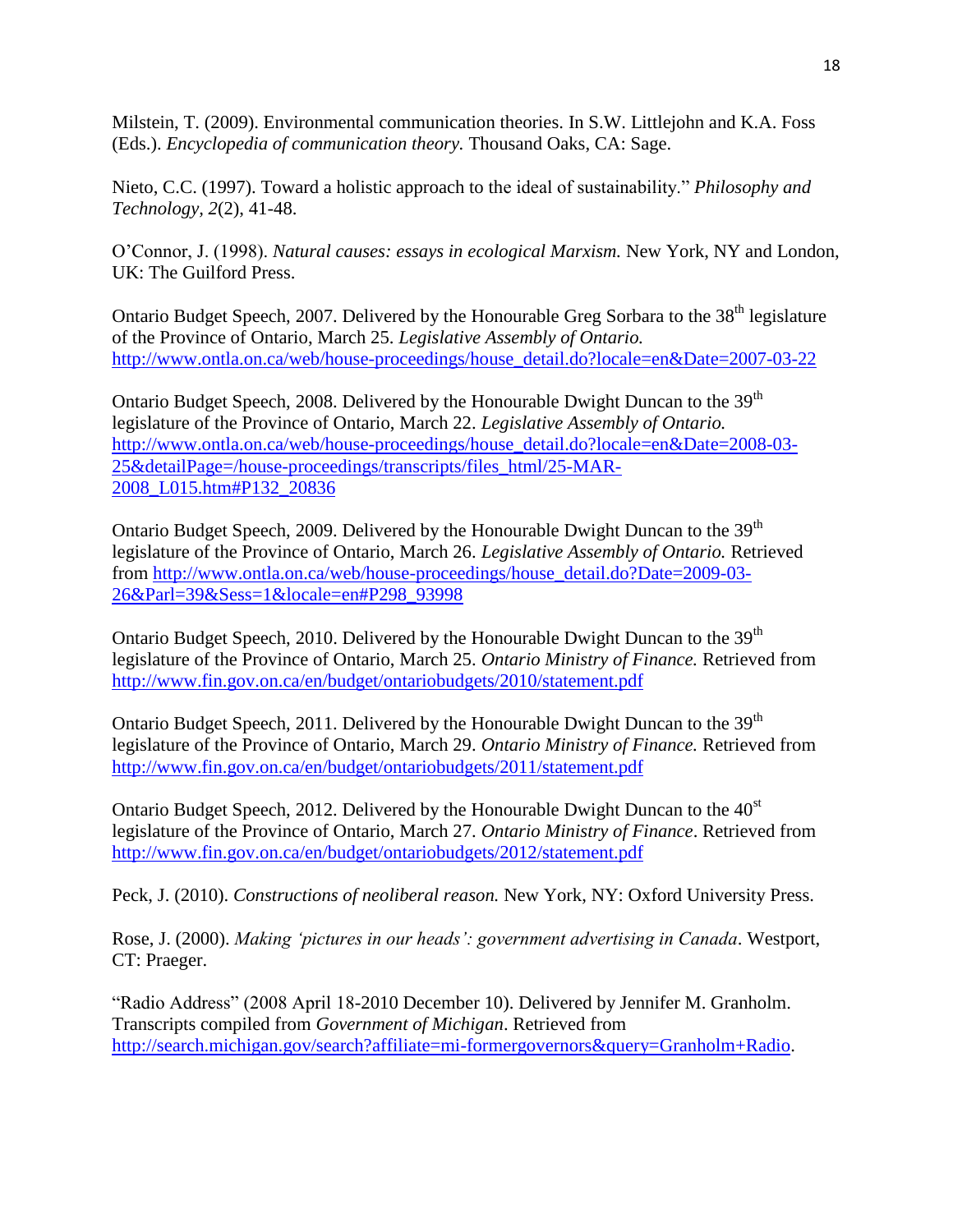Milstein, T. (2009). Environmental communication theories. In S.W. Littlejohn and K.A. Foss (Eds.). *Encyclopedia of communication theory.* Thousand Oaks, CA: Sage.

Nieto, C.C. (1997). Toward a holistic approach to the ideal of sustainability." *Philosophy and Technology*, *2*(2), 41-48.

O'Connor, J. (1998). *Natural causes: essays in ecological Marxism.* New York, NY and London, UK: The Guilford Press.

Ontario Budget Speech, 2007. Delivered by the Honourable Greg Sorbara to the 38th legislature of the Province of Ontario, March 25. *Legislative Assembly of Ontario.* http://www.ontla.on.ca/web/house-proceedings/house_detail.do?locale=en&Date=2007-03-22

Ontario Budget Speech, 2008. Delivered by the Honourable Dwight Duncan to the 39th legislature of the Province of Ontario, March 22. *Legislative Assembly of Ontario.* http://www.ontla.on.ca/web/house-proceedings/house_detail.do?locale=en&Date=2008-03-25&detailPage=/house-proceedings/transcripts/files_html/25-MAR-2008_L015.htm#P132_20836

Ontario Budget Speech, 2009. Delivered by the Honourable Dwight Duncan to the 39th legislature of the Province of Ontario, March 26. *Legislative Assembly of Ontario.* Retrieved from http://www.ontla.on.ca/web/house-proceedings/house_detail.do?Date=2009-03-26&Parl=39&Sess=1&locale=en#P298_93998

Ontario Budget Speech, 2010. Delivered by the Honourable Dwight Duncan to the 39th legislature of the Province of Ontario, March 25. *Ontario Ministry of Finance.* Retrieved from http://www.fin.gov.on.ca/en/budget/ontariobudgets/2010/statement.pdf

Ontario Budget Speech, 2011. Delivered by the Honourable Dwight Duncan to the 39th legislature of the Province of Ontario, March 29. *Ontario Ministry of Finance.* Retrieved from http://www.fin.gov.on.ca/en/budget/ontariobudgets/2011/statement.pdf

Ontario Budget Speech, 2012. Delivered by the Honourable Dwight Duncan to the 40st legislature of the Province of Ontario, March 27. *Ontario Ministry of Finance*. Retrieved from http://www.fin.gov.on.ca/en/budget/ontariobudgets/2012/statement.pdf

Peck, J. (2010). *Constructions of neoliberal reason.* New York, NY: Oxford University Press.

Rose, J. (2000). *Making 'pictures in our heads': government advertising in Canada*. Westport, CT: Praeger.

"Radio Address" (2008 April 18-2010 December 10). Delivered by Jennifer M. Granholm. Transcripts compiled from *Government of Michigan*. Retrieved from http://search.michigan.gov/search?affiliate=mi-formergovernors&query=Granholm+Radio.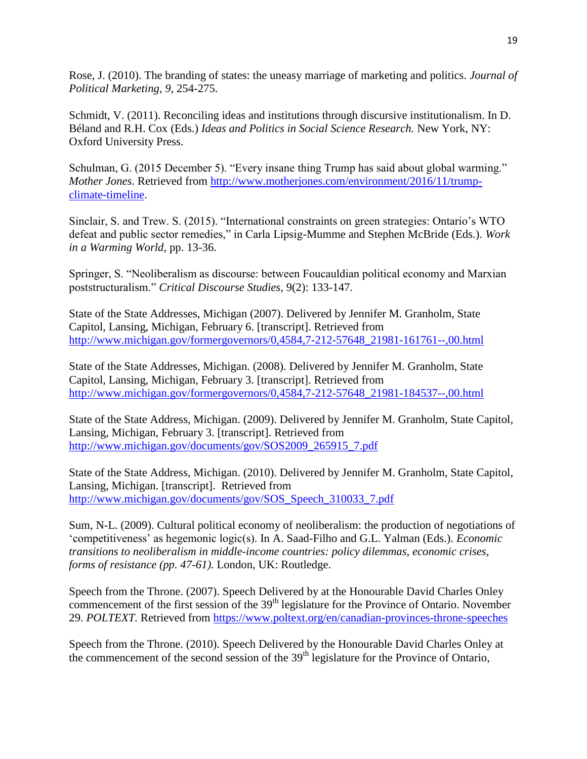Rose, J. (2010). The branding of states: the uneasy marriage of marketing and politics. *Journal of Political Marketing, 9*, 254-275.

Schmidt, V. (2011). Reconciling ideas and institutions through discursive institutionalism. In D. Béland and R.H. Cox (Eds.) *Ideas and Politics in Social Science Research.* New York, NY: Oxford University Press.

Schulman, G. (2015 December 5). "Every insane thing Trump has said about global warming." *Mother Jones*. Retrieved from http://www.motherjones.com/environment/2016/11/trump-climate-timeline.

Sinclair, S. and Trew. S. (2015). "International constraints on green strategies: Ontario's WTO defeat and public sector remedies," in Carla Lipsig-Mumme and Stephen McBride (Eds.). *Work in a Warming World*, pp. 13-36.

Springer, S. "Neoliberalism as discourse: between Foucauldian political economy and Marxian poststructuralism." *Critical Discourse Studies*, 9(2): 133-147.

State of the State Addresses, Michigan (2007). Delivered by Jennifer M. Granholm, State Capitol, Lansing, Michigan, February 6. [transcript]. Retrieved from http://www.michigan.gov/formergovernors/0,4584,7-212-57648_21981-161761--,00.html

State of the State Addresses, Michigan. (2008). Delivered by Jennifer M. Granholm, State Capitol, Lansing, Michigan, February 3. [transcript]. Retrieved from http://www.michigan.gov/formergovernors/0,4584,7-212-57648_21981-184537--,00.html

State of the State Address, Michigan. (2009). Delivered by Jennifer M. Granholm, State Capitol, Lansing, Michigan, February 3. [transcript]. Retrieved from http://www.michigan.gov/documents/gov/SOS2009_265915_7.pdf

State of the State Address, Michigan. (2010). Delivered by Jennifer M. Granholm, State Capitol, Lansing, Michigan. [transcript]. Retrieved from http://www.michigan.gov/documents/gov/SOS_Speech_310033_7.pdf

Sum, N-L. (2009). Cultural political economy of neoliberalism: the production of negotiations of 'competitiveness' as hegemonic logic(s). In A. Saad-Filho and G.L. Yalman (Eds.). *Economic transitions to neoliberalism in middle-income countries: policy dilemmas, economic crises, forms of resistance (pp. 47-61).* London, UK: Routledge.

Speech from the Throne. (2007). Speech Delivered by at the Honourable David Charles Onley commencement of the first session of the 39th legislature for the Province of Ontario. November 29. *POLTEXT.* Retrieved from https://www.poltext.org/en/canadian-provinces-throne-speeches

Speech from the Throne. (2010). Speech Delivered by the Honourable David Charles Onley at the commencement of the second session of the 39th legislature for the Province of Ontario,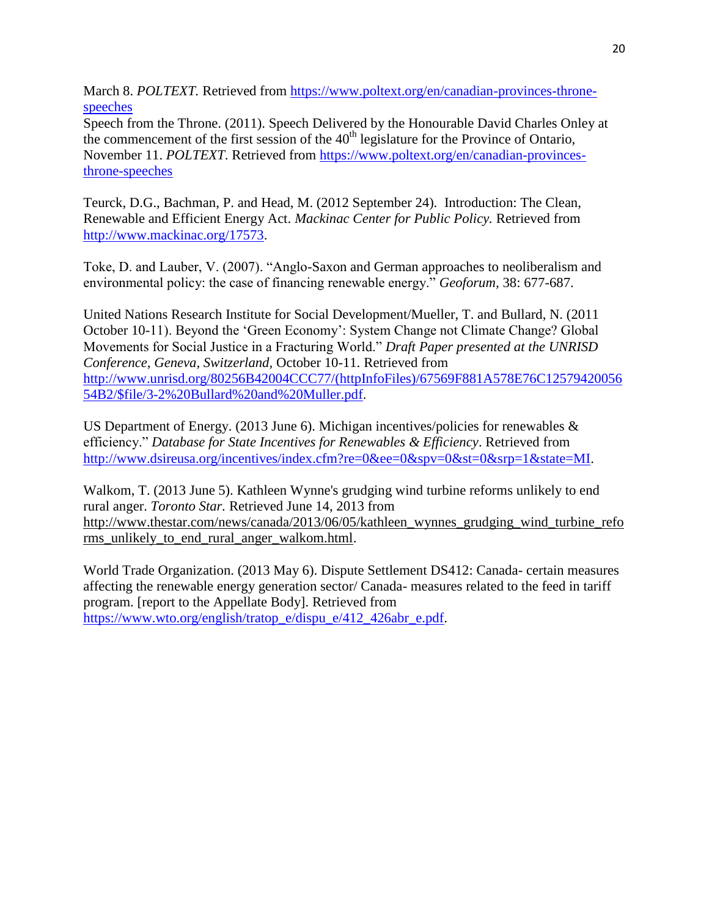March 8. *POLTEXT.* Retrieved from https://www.poltext.org/en/canadian-provinces-throne-speeches

Speech from the Throne. (2011). Speech Delivered by the Honourable David Charles Onley at the commencement of the first session of the 40th legislature for the Province of Ontario, November 11. *POLTEXT*. Retrieved from https://www.poltext.org/en/canadian-provinces-throne-speeches

Teurck, D.G., Bachman, P. and Head, M. (2012 September 24). Introduction: The Clean, Renewable and Efficient Energy Act. *Mackinac Center for Public Policy.* Retrieved from http://www.mackinac.org/17573.

Toke, D. and Lauber, V. (2007). "Anglo-Saxon and German approaches to neoliberalism and environmental policy: the case of financing renewable energy." *Geoforum*, 38: 677-687.

United Nations Research Institute for Social Development/Mueller, T. and Bullard, N. (2011 October 10-11). Beyond the 'Green Economy': System Change not Climate Change? Global Movements for Social Justice in a Fracturing World." *Draft Paper presented at the UNRISD Conference, Geneva, Switzerland,* October 10-11. Retrieved from http://www.unrisd.org/80256B42004CCC77/(httpInfoFiles)/67569F881A578E76C1257942005654B2/$file/3-2%20Bullard%20and%20Muller.pdf.

US Department of Energy. (2013 June 6). Michigan incentives/policies for renewables & efficiency." *Database for State Incentives for Renewables & Efficiency*. Retrieved from http://www.dsireusa.org/incentives/index.cfm?re=0&ee=0&spv=0&st=0&srp=1&state=MI.

Walkom, T. (2013 June 5). Kathleen Wynne's grudging wind turbine reforms unlikely to end rural anger. *Toronto Star.* Retrieved June 14, 2013 from http://www.thestar.com/news/canada/2013/06/05/kathleen_wynnes_grudging_wind_turbine_reforms_unlikely_to_end_rural_anger_walkom.html.

World Trade Organization. (2013 May 6). Dispute Settlement DS412: Canada- certain measures affecting the renewable energy generation sector/ Canada- measures related to the feed in tariff program. [report to the Appellate Body]. Retrieved from https://www.wto.org/english/tratop_e/dispu_e/412_426abr_e.pdf.